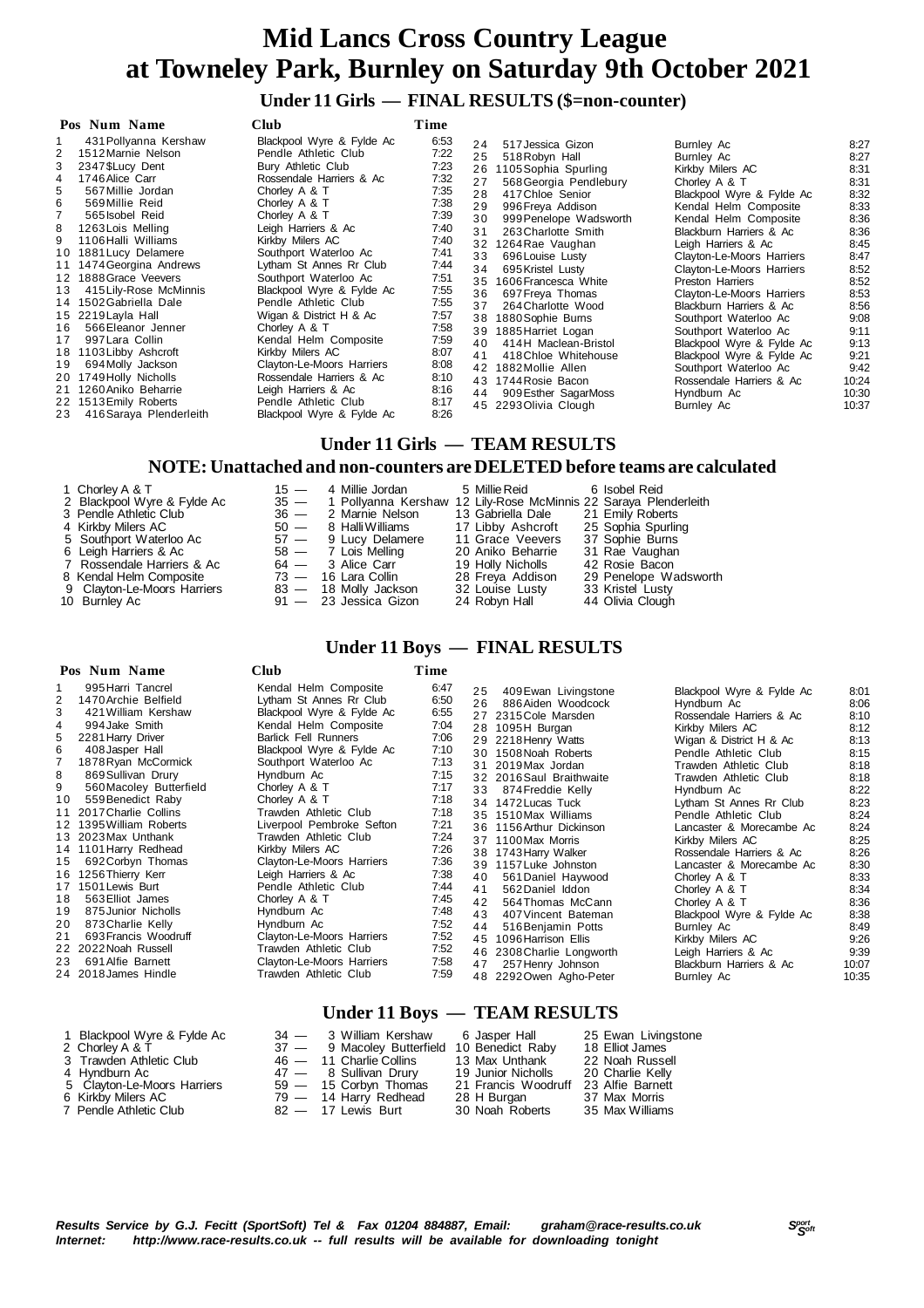# Mid Lancs Cross Country League
# at Towneley Park, Burnley on Saturday 9th October 2021

## Under 11 Girls — FINAL RESULTS ($=non-counter)

| Pos | Num | Name | Club | Time |
|---|---|---|---|---|
| 1 | 431 | Pollyanna Kershaw | Blackpool Wyre & Fylde Ac | 6:53 |
| 2 | 1512 | Marnie Nelson | Pendle Athletic Club | 7:22 |
| 3 | 2347 | $Lucy Dent | Bury Athletic Club | 7:23 |
| 4 | 1746 | Alice Carr | Rossendale Harriers & Ac | 7:32 |
| 5 | 567 | Millie Jordan | Chorley A & T | 7:35 |
| 6 | 569 | Millie Reid | Chorley A & T | 7:38 |
| 7 | 565 | Isobel Reid | Chorley A & T | 7:39 |
| 8 | 1263 | Lois Melling | Leigh Harriers & Ac | 7:40 |
| 9 | 1106 | Halli Williams | Kirkby Milers AC | 7:40 |
| 10 | 1881 | Lucy Delamere | Southport Waterloo Ac | 7:41 |
| 11 | 1474 | Georgina Andrews | Lytham St Annes Rr Club | 7:44 |
| 12 | 1888 | Grace Veevers | Southport Waterloo Ac | 7:51 |
| 13 | 415 | Lily-Rose McMinnis | Blackpool Wyre & Fylde Ac | 7:55 |
| 14 | 1502 | Gabriella Dale | Pendle Athletic Club | 7:55 |
| 15 | 2219 | Layla Hall | Wigan & District H & Ac | 7:57 |
| 16 | 566 | Eleanor Jenner | Chorley A & T | 7:58 |
| 17 | 997 | Lara Collin | Kendal Helm Composite | 7:59 |
| 18 | 1103 | Libby Ashcroft | Kirkby Milers AC | 8:07 |
| 19 | 694 | Molly Jackson | Clayton-Le-Moors Harriers | 8:08 |
| 20 | 1749 | Holly Nicholls | Rossendale Harriers & Ac | 8:10 |
| 21 | 1260 | Aniko Beharrie | Leigh Harriers & Ac | 8:16 |
| 22 | 1513 | Emily Roberts | Pendle Athletic Club | 8:17 |
| 23 | 416 | Saraya Plenderleith | Blackpool Wyre & Fylde Ac | 8:26 |
| 24 | 517 | Jessica Gizon | Burnley Ac | 8:27 |
| 25 | 518 | Robyn Hall | Burnley Ac | 8:27 |
| 26 | 1105 | Sophia Spurling | Kirkby Milers AC | 8:31 |
| 27 | 568 | Georgia Pendlebury | Chorley A & T | 8:31 |
| 28 | 417 | Chloe Senior | Blackpool Wyre & Fylde Ac | 8:32 |
| 29 | 996 | Freya Addison | Kendal Helm Composite | 8:33 |
| 30 | 999 | Penelope Wadsworth | Kendal Helm Composite | 8:36 |
| 31 | 263 | Charlotte Smith | Blackburn Harriers & Ac | 8:36 |
| 32 | 1264 | Rae Vaughan | Leigh Harriers & Ac | 8:45 |
| 33 | 696 | Louise Lusty | Clayton-Le-Moors Harriers | 8:47 |
| 34 | 695 | Kristel Lusty | Clayton-Le-Moors Harriers | 8:52 |
| 35 | 1606 | Francesca White | Preston Harriers | 8:52 |
| 36 | 697 | Freya Thomas | Clayton-Le-Moors Harriers | 8:53 |
| 37 | 264 | Charlotte Wood | Blackburn Harriers & Ac | 8:56 |
| 38 | 1880 | Sophie Burns | Southport Waterloo Ac | 9:08 |
| 39 | 1885 | Harriet Logan | Southport Waterloo Ac | 9:11 |
| 40 | 414 | H Maclean-Bristol | Blackpool Wyre & Fylde Ac | 9:13 |
| 41 | 418 | Chloe Whitehouse | Blackpool Wyre & Fylde Ac | 9:21 |
| 42 | 1882 | Mollie Allen | Southport Waterloo Ac | 9:42 |
| 43 | 1744 | Rosie Bacon | Rossendale Harriers & Ac | 10:24 |
| 44 | 909 | Esther SagarMoss | Hyndburn Ac | 10:30 |
| 45 | 2293 | Olivia Clough | Burnley Ac | 10:37 |

## Under 11 Girls — TEAM RESULTS

### NOTE: Unattached and non-counters are DELETED before teams are calculated

| Pos | Team | Points | 1st | 2nd | 3rd |
|---|---|---|---|---|---|
| 1 | Chorley A & T | 15 | 4 Millie Jordan | 5 Millie Reid | 6 Isobel Reid |
| 2 | Blackpool Wyre & Fylde Ac | 35 | 1 Pollyanna Kershaw | 12 Lily-Rose McMinnis | 22 Saraya Plenderleith |
| 3 | Pendle Athletic Club | 36 | 2 Marnie Nelson | 13 Gabriella Dale | 21 Emily Roberts |
| 4 | Kirkby Milers AC | 50 | 8 Halli Williams | 17 Libby Ashcroft | 25 Sophia Spurling |
| 5 | Southport Waterloo Ac | 57 | 9 Lucy Delamere | 11 Grace Veevers | 37 Sophie Burns |
| 6 | Leigh Harriers & Ac | 58 | 7 Lois Melling | 20 Aniko Beharrie | 31 Rae Vaughan |
| 7 | Rossendale Harriers & Ac | 64 | 3 Alice Carr | 19 Holly Nicholls | 42 Rosie Bacon |
| 8 | Kendal Helm Composite | 73 | 16 Lara Collin | 28 Freya Addison | 29 Penelope Wadsworth |
| 9 | Clayton-Le-Moors Harriers | 83 | 18 Molly Jackson | 32 Louise Lusty | 33 Kristel Lusty |
| 10 | Burnley Ac | 91 | 23 Jessica Gizon | 24 Robyn Hall | 44 Olivia Clough |

## Under 11 Boys — FINAL RESULTS

| Pos | Num | Name | Club | Time |
|---|---|---|---|---|
| 1 | 995 | Harri Tancrel | Kendal Helm Composite | 6:47 |
| 2 | 1470 | Archie Belfield | Lytham St Annes Rr Club | 6:50 |
| 3 | 421 | William Kershaw | Blackpool Wyre & Fylde Ac | 6:55 |
| 4 | 994 | Jake Smith | Kendal Helm Composite | 7:04 |
| 5 | 2281 | Harry Driver | Barlick Fell Runners | 7:06 |
| 6 | 408 | Jasper Hall | Blackpool Wyre & Fylde Ac | 7:10 |
| 7 | 1878 | Ryan McCormick | Southport Waterloo Ac | 7:13 |
| 8 | 869 | Sullivan Drury | Hyndburn Ac | 7:15 |
| 9 | 560 | Macoley Butterfield | Chorley A & T | 7:17 |
| 10 | 559 | Benedict Raby | Chorley A & T | 7:18 |
| 11 | 2017 | Charlie Collins | Trawden Athletic Club | 7:18 |
| 12 | 1395 | William Roberts | Liverpool Pembroke Sefton | 7:21 |
| 13 | 2023 | Max Unthank | Trawden Athletic Club | 7:24 |
| 14 | 1101 | Harry Redhead | Kirkby Milers AC | 7:26 |
| 15 | 692 | Corbyn Thomas | Clayton-Le-Moors Harriers | 7:36 |
| 16 | 1256 | Thierry Kerr | Leigh Harriers & Ac | 7:38 |
| 17 | 1501 | Lewis Burt | Pendle Athletic Club | 7:44 |
| 18 | 563 | Elliot James | Chorley A & T | 7:45 |
| 19 | 875 | Junior Nicholls | Hyndburn Ac | 7:48 |
| 20 | 873 | Charlie Kelly | Hyndburn Ac | 7:52 |
| 21 | 693 | Francis Woodruff | Clayton-Le-Moors Harriers | 7:52 |
| 22 | 2022 | Noah Russell | Trawden Athletic Club | 7:52 |
| 23 | 691 | Alfie Barnett | Clayton-Le-Moors Harriers | 7:58 |
| 24 | 2018 | James Hindle | Trawden Athletic Club | 7:59 |
| 25 | 409 | Ewan Livingstone | Blackpool Wyre & Fylde Ac | 8:01 |
| 26 | 886 | Aiden Woodcock | Hyndburn Ac | 8:06 |
| 27 | 2315 | Cole Marsden | Rossendale Harriers & Ac | 8:10 |
| 28 | 1095 | H Burgan | Kirkby Milers AC | 8:12 |
| 29 | 2218 | Henry Watts | Wigan & District H & Ac | 8:13 |
| 30 | 1508 | Noah Roberts | Pendle Athletic Club | 8:15 |
| 31 | 2019 | Max Jordan | Trawden Athletic Club | 8:18 |
| 32 | 2016 | Saul Braithwaite | Trawden Athletic Club | 8:18 |
| 33 | 874 | Freddie Kelly | Hyndburn Ac | 8:22 |
| 34 | 1472 | Lucas Tuck | Lytham St Annes Rr Club | 8:23 |
| 35 | 1510 | Max Williams | Pendle Athletic Club | 8:24 |
| 36 | 1156 | Arthur Dickinson | Lancaster & Morecambe Ac | 8:24 |
| 37 | 1100 | Max Morris | Kirkby Milers AC | 8:25 |
| 38 | 1743 | Harry Walker | Rossendale Harriers & Ac | 8:26 |
| 39 | 1157 | Luke Johnston | Lancaster & Morecambe Ac | 8:30 |
| 40 | 561 | Daniel Haywood | Chorley A & T | 8:33 |
| 41 | 562 | Daniel Iddon | Chorley A & T | 8:34 |
| 42 | 564 | Thomas McCann | Chorley A & T | 8:36 |
| 43 | 407 | Vincent Bateman | Blackpool Wyre & Fylde Ac | 8:38 |
| 44 | 516 | Benjamin Potts | Burnley Ac | 8:49 |
| 45 | 1096 | Harrison Ellis | Kirkby Milers AC | 9:26 |
| 46 | 2308 | Charlie Longworth | Leigh Harriers & Ac | 9:39 |
| 47 | 257 | Henry Johnson | Blackburn Harriers & Ac | 10:07 |
| 48 | 2292 | Owen Agho-Peter | Burnley Ac | 10:35 |

## Under 11 Boys — TEAM RESULTS

| Pos | Team | Points | 1st | 2nd | 3rd |
|---|---|---|---|---|---|
| 1 | Blackpool Wyre & Fylde Ac | 34 | 3 William Kershaw | 6 Jasper Hall | 25 Ewan Livingstone |
| 2 | Chorley A & T | 37 | 9 Macoley Butterfield | 10 Benedict Raby | 18 Elliot James |
| 3 | Trawden Athletic Club | 46 | 11 Charlie Collins | 13 Max Unthank | 22 Noah Russell |
| 4 | Hyndburn Ac | 47 | 8 Sullivan Drury | 19 Junior Nicholls | 20 Charlie Kelly |
| 5 | Clayton-Le-Moors Harriers | 59 | 15 Corbyn Thomas | 21 Francis Woodruff | 23 Alfie Barnett |
| 6 | Kirkby Milers AC | 79 | 14 Harry Redhead | 28 H Burgan | 37 Max Morris |
| 7 | Pendle Athletic Club | 82 | 17 Lewis Burt | 30 Noah Roberts | 35 Max Williams |

***Results Service by G.J. Fecitt (SportSoft) Tel & Fax 01204 884887, Email: graham@race-results.co.uk***
***Internet: http://www.race-results.co.uk -- full results will be available for downloading tonight***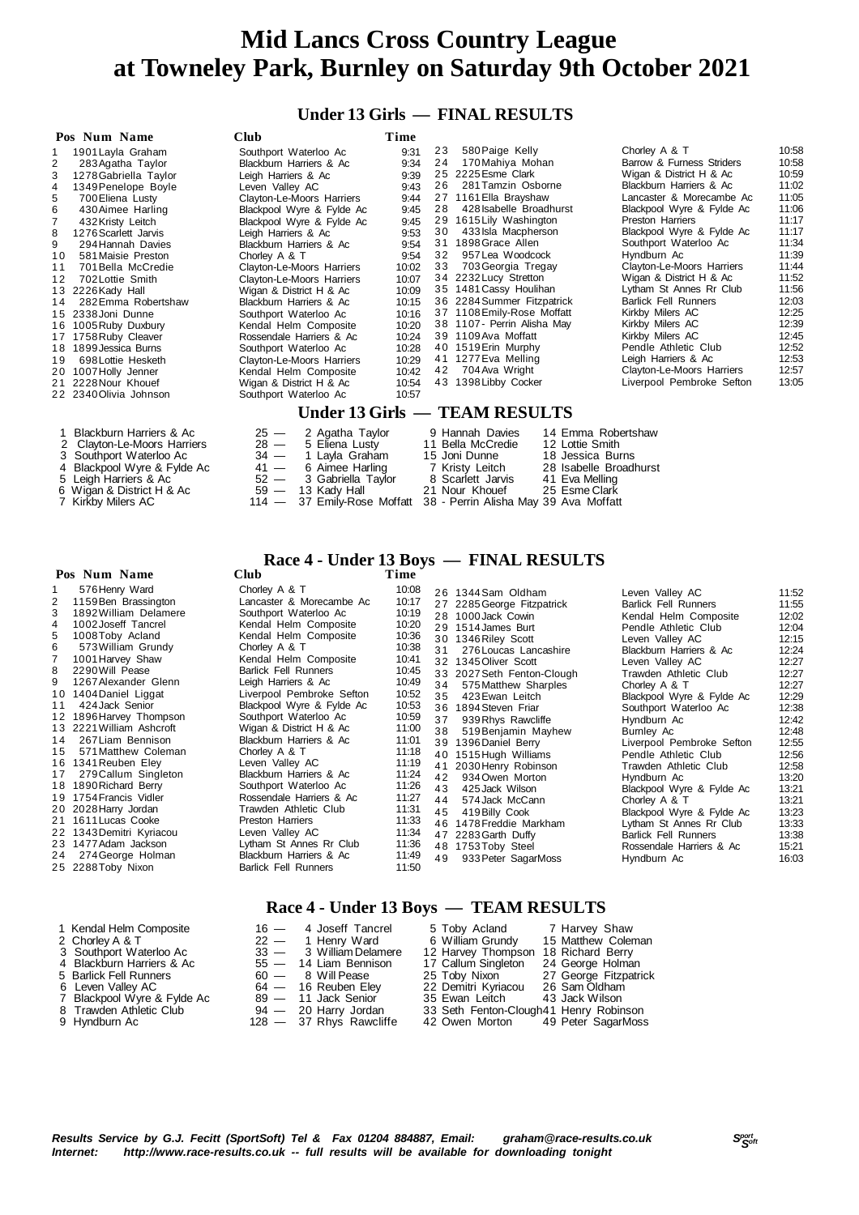# Mid Lancs Cross Country League at Towneley Park, Burnley on Saturday 9th October 2021

## Under 13 Girls — FINAL RESULTS

| Pos | Num | Name | Club | Time |
|---|---|---|---|---|
| 1 | 1901 | Layla Graham | Southport Waterloo Ac | 9:31 |
| 2 | 283 | Agatha Taylor | Blackburn Harriers & Ac | 9:34 |
| 3 | 1278 | Gabriella Taylor | Leigh Harriers & Ac | 9:39 |
| 4 | 1349 | Penelope Boyle | Leven Valley AC | 9:43 |
| 5 | 700 | Eliena Lusty | Clayton-Le-Moors Harriers | 9:44 |
| 6 | 430 | Aimee Harling | Blackpool Wyre & Fylde Ac | 9:45 |
| 7 | 432 | Kristy Leitch | Blackpool Wyre & Fylde Ac | 9:45 |
| 8 | 1276 | Scarlett Jarvis | Leigh Harriers & Ac | 9:53 |
| 9 | 294 | Hannah Davies | Blackburn Harriers & Ac | 9:54 |
| 10 | 581 | Maisie Preston | Chorley A & T | 9:54 |
| 11 | 701 | Bella McCredie | Clayton-Le-Moors Harriers | 10:02 |
| 12 | 702 | Lottie Smith | Clayton-Le-Moors Harriers | 10:07 |
| 13 | 2226 | Kady Hall | Wigan & District H & Ac | 10:09 |
| 14 | 282 | Emma Robertshaw | Blackburn Harriers & Ac | 10:15 |
| 15 | 2338 | Joni Dunne | Southport Waterloo Ac | 10:16 |
| 16 | 1005 | Ruby Duxbury | Kendal Helm Composite | 10:20 |
| 17 | 1758 | Ruby Cleaver | Rossendale Harriers & Ac | 10:24 |
| 18 | 1899 | Jessica Burns | Southport Waterloo Ac | 10:28 |
| 19 | 698 | Lottie Hesketh | Clayton-Le-Moors Harriers | 10:29 |
| 20 | 1007 | Holly Jenner | Kendal Helm Composite | 10:42 |
| 21 | 2228 | Nour Khouef | Wigan & District H & Ac | 10:54 |
| 22 | 2340 | Olivia Johnson | Southport Waterloo Ac | 10:57 |
| 23 | 580 | Paige Kelly | Chorley A & T | 10:58 |
| 24 | 170 | Mahiya Mohan | Barrow & Furness Striders | 10:58 |
| 25 | 2225 | Esme Clark | Wigan & District H & Ac | 10:59 |
| 26 | 281 | Tamzin Osborne | Blackburn Harriers & Ac | 11:02 |
| 27 | 1161 | Ella Brayshaw | Lancaster & Morecambe Ac | 11:05 |
| 28 | 428 | Isabelle Broadhurst | Blackpool Wyre & Fylde Ac | 11:06 |
| 29 | 1615 | Lily Washington | Preston Harriers | 11:17 |
| 30 | 433 | Isla Macpherson | Blackpool Wyre & Fylde Ac | 11:17 |
| 31 | 1898 | Grace Allen | Southport Waterloo Ac | 11:34 |
| 32 | 957 | Lea Woodcock | Hyndburn Ac | 11:39 |
| 33 | 703 | Georgia Tregay | Clayton-Le-Moors Harriers | 11:44 |
| 34 | 2232 | Lucy Stretton | Wigan & District H & Ac | 11:52 |
| 35 | 1481 | Cassy Houlihan | Lytham St Annes Rr Club | 11:56 |
| 36 | 2284 | Summer Fitzpatrick | Barlick Fell Runners | 12:03 |
| 37 | 1108 | Emily-Rose Moffatt | Kirkby Milers AC | 12:25 |
| 38 | 1107 | - Perrin Alisha May | Kirkby Milers AC | 12:39 |
| 39 | 1109 | Ava Moffatt | Kirkby Milers AC | 12:45 |
| 40 | 1519 | Erin Murphy | Pendle Athletic Club | 12:52 |
| 41 | 1277 | Eva Melling | Leigh Harriers & Ac | 12:53 |
| 42 | 704 | Ava Wright | Clayton-Le-Moors Harriers | 12:57 |
| 43 | 1398 | Libby Cocker | Liverpool Pembroke Sefton | 13:05 |

## Under 13 Girls — TEAM RESULTS

| Pos | Team | Points | 1st | 2nd | 3rd |
|---|---|---|---|---|---|
| 1 | Blackburn Harriers & Ac | 25 | 2 Agatha Taylor | 9 Hannah Davies | 14 Emma Robertshaw |
| 2 | Clayton-Le-Moors Harriers | 28 | 5 Eliena Lusty | 11 Bella McCredie | 12 Lottie Smith |
| 3 | Southport Waterloo Ac | 34 | 1 Layla Graham | 15 Joni Dunne | 18 Jessica Burns |
| 4 | Blackpool Wyre & Fylde Ac | 41 | 6 Aimee Harling | 7 Kristy Leitch | 28 Isabelle Broadhurst |
| 5 | Leigh Harriers & Ac | 52 | 3 Gabriella Taylor | 8 Scarlett Jarvis | 41 Eva Melling |
| 6 | Wigan & District H & Ac | 59 | 13 Kady Hall | 21 Nour Khouef | 25 Esme Clark |
| 7 | Kirkby Milers AC | 114 | 37 Emily-Rose Moffatt | 38 - Perrin Alisha May | 39 Ava Moffatt |

## Race 4 - Under 13 Boys — FINAL RESULTS

| Pos | Num | Name | Club | Time |
|---|---|---|---|---|
| 1 | 576 | Henry Ward | Chorley A & T | 10:08 |
| 2 | 1159 | Ben Brassington | Lancaster & Morecambe Ac | 10:17 |
| 3 | 1892 | William Delamere | Southport Waterloo Ac | 10:19 |
| 4 | 1002 | Joseff Tancrel | Kendal Helm Composite | 10:20 |
| 5 | 1008 | Toby Acland | Kendal Helm Composite | 10:36 |
| 6 | 573 | William Grundy | Chorley A & T | 10:38 |
| 7 | 1001 | Harvey Shaw | Kendal Helm Composite | 10:41 |
| 8 | 2290 | Will Pease | Barlick Fell Runners | 10:45 |
| 9 | 1267 | Alexander Glenn | Leigh Harriers & Ac | 10:49 |
| 10 | 1404 | Daniel Liggat | Liverpool Pembroke Sefton | 10:52 |
| 11 | 424 | Jack Senior | Blackpool Wyre & Fylde Ac | 10:53 |
| 12 | 1896 | Harvey Thompson | Southport Waterloo Ac | 10:59 |
| 13 | 2221 | William Ashcroft | Wigan & District H & Ac | 11:00 |
| 14 | 267 | Liam Bennison | Blackburn Harriers & Ac | 11:01 |
| 15 | 571 | Matthew Coleman | Chorley A & T | 11:18 |
| 16 | 1341 | Reuben Eley | Leven Valley AC | 11:19 |
| 17 | 279 | Callum Singleton | Blackburn Harriers & Ac | 11:24 |
| 18 | 1890 | Richard Berry | Southport Waterloo Ac | 11:26 |
| 19 | 1754 | Francis Vidler | Rossendale Harriers & Ac | 11:27 |
| 20 | 2028 | Harry Jordan | Trawden Athletic Club | 11:31 |
| 21 | 1611 | Lucas Cooke | Preston Harriers | 11:33 |
| 22 | 1343 | Demitri Kyriacou | Leven Valley AC | 11:34 |
| 23 | 1477 | Adam Jackson | Lytham St Annes Rr Club | 11:36 |
| 24 | 274 | George Holman | Blackburn Harriers & Ac | 11:49 |
| 25 | 2288 | Toby Nixon | Barlick Fell Runners | 11:50 |
| 26 | 1344 | Sam Oldham | Leven Valley AC | 11:52 |
| 27 | 2285 | George Fitzpatrick | Barlick Fell Runners | 11:55 |
| 28 | 1000 | Jack Cowin | Kendal Helm Composite | 12:02 |
| 29 | 1514 | James Burt | Pendle Athletic Club | 12:04 |
| 30 | 1346 | Riley Scott | Leven Valley AC | 12:15 |
| 31 | 276 | Loucas Lancashire | Blackburn Harriers & Ac | 12:24 |
| 32 | 1345 | Oliver Scott | Leven Valley AC | 12:27 |
| 33 | 2027 | Seth Fenton-Clough | Trawden Athletic Club | 12:27 |
| 34 | 575 | Matthew Sharples | Chorley A & T | 12:27 |
| 35 | 423 | Ewan Leitch | Blackpool Wyre & Fylde Ac | 12:29 |
| 36 | 1894 | Steven Friar | Southport Waterloo Ac | 12:38 |
| 37 | 939 | Rhys Rawcliffe | Hyndburn Ac | 12:42 |
| 38 | 519 | Benjamin Mayhew | Burnley Ac | 12:48 |
| 39 | 1396 | Daniel Berry | Liverpool Pembroke Sefton | 12:55 |
| 40 | 1515 | Hugh Williams | Pendle Athletic Club | 12:56 |
| 41 | 2030 | Henry Robinson | Trawden Athletic Club | 12:58 |
| 42 | 934 | Owen Morton | Hyndburn Ac | 13:20 |
| 43 | 425 | Jack Wilson | Blackpool Wyre & Fylde Ac | 13:21 |
| 44 | 574 | Jack McCann | Chorley A & T | 13:21 |
| 45 | 419 | Billy Cook | Blackpool Wyre & Fylde Ac | 13:23 |
| 46 | 1478 | Freddie Markham | Lytham St Annes Rr Club | 13:33 |
| 47 | 2283 | Garth Duffy | Barlick Fell Runners | 13:38 |
| 48 | 1753 | Toby Steel | Rossendale Harriers & Ac | 15:21 |
| 49 | 933 | Peter SagarMoss | Hyndburn Ac | 16:03 |

## Race 4 - Under 13 Boys — TEAM RESULTS

| Pos | Team | Points | 1st | 2nd | 3rd |
|---|---|---|---|---|---|
| 1 | Kendal Helm Composite | 16 | 4 Joseff Tancrel | 5 Toby Acland | 7 Harvey Shaw |
| 2 | Chorley A & T | 22 | 1 Henry Ward | 6 William Grundy | 15 Matthew Coleman |
| 3 | Southport Waterloo Ac | 33 | 3 William Delamere | 12 Harvey Thompson | 18 Richard Berry |
| 4 | Blackburn Harriers & Ac | 55 | 14 Liam Bennison | 17 Callum Singleton | 24 George Holman |
| 5 | Barlick Fell Runners | 60 | 8 Will Pease | 25 Toby Nixon | 27 George Fitzpatrick |
| 6 | Leven Valley AC | 64 | 16 Reuben Eley | 22 Demitri Kyriacou | 26 Sam Oldham |
| 7 | Blackpool Wyre & Fylde Ac | 89 | 11 Jack Senior | 35 Ewan Leitch | 43 Jack Wilson |
| 8 | Trawden Athletic Club | 94 | 20 Harry Jordan | 33 Seth Fenton-Clough | 41 Henry Robinson |
| 9 | Hyndburn Ac | 128 | 37 Rhys Rawcliffe | 42 Owen Morton | 49 Peter SagarMoss |

*Results Service by G.J. Fecitt (SportSoft) Tel & Fax 01204 884887, Email: graham@race-results.co.uk*
*Internet: http://www.race-results.co.uk -- full results will be available for downloading tonight*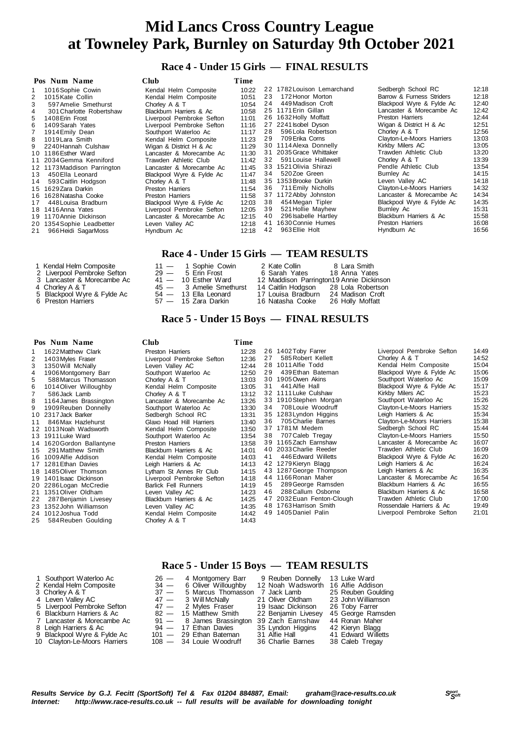# Mid Lancs Cross Country League at Towneley Park, Burnley on Saturday 9th October 2021

## Race 4 - Under 15 Girls — FINAL RESULTS

| Pos | Num | Name | Club | Time |
|---|---|---|---|---|
| 1 | 1016 | Sophie Cowin | Kendal Helm Composite | 10:22 |
| 2 | 1015 | Kate Collin | Kendal Helm Composite | 10:51 |
| 3 | 597 | Amelie Smethurst | Chorley A & T | 10:54 |
| 4 | 301 | Charlotte Robertshaw | Blackburn Harriers & Ac | 10:58 |
| 5 | 1408 | Erin Frost | Liverpool Pembroke Sefton | 11:01 |
| 6 | 1409 | Sarah Yates | Liverpool Pembroke Sefton | 11:16 |
| 7 | 1914 | Emily Dean | Southport Waterloo Ac | 11:17 |
| 8 | 1019 | Lara Smith | Kendal Helm Composite | 11:23 |
| 9 | 2240 | Hannah Culshaw | Wigan & District H & Ac | 11:29 |
| 10 | 1186 | Esther Ward | Lancaster & Morecambe Ac | 11:30 |
| 11 | 2034 | Gemma Kenniford | Trawden Athletic Club | 11:42 |
| 12 | 1173 | Maddison Parrington | Lancaster & Morecambe Ac | 11:45 |
| 13 | 450 | Ella Leonard | Blackpool Wyre & Fylde Ac | 11:47 |
| 14 | 593 | Caitlin Hodgson | Chorley A & T | 11:48 |
| 15 | 1629 | Zara Darkin | Preston Harriers | 11:54 |
| 16 | 1628 | Natasha Cooke | Preston Harriers | 11:58 |
| 17 | 448 | Louisa Bradburn | Blackpool Wyre & Fylde Ac | 12:03 |
| 18 | 1416 | Anna Yates | Liverpool Pembroke Sefton | 12:05 |
| 19 | 1170 | Annie Dickinson | Lancaster & Morecambe Ac | 12:15 |
| 20 | 1354 | Sophie Leadbetter | Leven Valley AC | 12:18 |
| 21 | 966 | Heidi SagarMoss | Hyndburn Ac | 12:18 |
| 22 | 1782 | Louison Lemarchand | Sedbergh School RC | 12:18 |
| 23 | 172 | Honor Morton | Barrow & Furness Striders | 12:18 |
| 24 | 449 | Madison Croft | Blackpool Wyre & Fylde Ac | 12:40 |
| 25 | 1171 | Erin Gillan | Lancaster & Morecambe Ac | 12:42 |
| 26 | 1632 | Holly Moffatt | Preston Harriers | 12:44 |
| 27 | 2241 | Isobel Dyson | Wigan & District H & Ac | 12:51 |
| 28 | 596 | Lola Robertson | Chorley A & T | 12:56 |
| 29 | 709 | Erika Corns | Clayton-Le-Moors Harriers | 13:03 |
| 30 | 1114 | Alexa Donnelly | Kirkby Milers AC | 13:05 |
| 31 | 2035 | Grace Whittaker | Trawden Athletic Club | 13:20 |
| 32 | 591 | Louise Hallewell | Chorley A & T | 13:39 |
| 33 | 1521 | Olivia Shirazi | Pendle Athletic Club | 13:54 |
| 34 | 520 | Zoe Green | Burnley Ac | 14:15 |
| 35 | 1353 | Brooke Durkin | Leven Valley AC | 14:18 |
| 36 | 711 | Emily Nicholls | Clayton-Le-Moors Harriers | 14:32 |
| 37 | 1172 | Abby Johnston | Lancaster & Morecambe Ac | 14:34 |
| 38 | 454 | Megan Tipler | Blackpool Wyre & Fylde Ac | 14:35 |
| 39 | 521 | Hollie Mayhew | Burnley Ac | 15:31 |
| 40 | 296 | Isabelle Hartley | Blackburn Harriers & Ac | 15:58 |
| 41 | 1630 | Connie Humes | Preston Harriers | 16:08 |
| 42 | 963 | Ellie Holt | Hyndburn Ac | 16:56 |

## Race 4 - Under 15 Girls — TEAM RESULTS

| Pos | Club | Pts | 1st | 2nd | 3rd |
|---|---|---|---|---|---|
| 1 | Kendal Helm Composite | 11 | 1 Sophie Cowin | 2 Kate Collin | 8 Lara Smith |
| 2 | Liverpool Pembroke Sefton | 29 | 5 Erin Frost | 6 Sarah Yates | 18 Anna Yates |
| 3 | Lancaster & Morecambe Ac | 41 | 10 Esther Ward | 12 Maddison Parrington | 19 Annie Dickinson |
| 4 | Chorley A & T | 45 | 3 Amelie Smethurst | 14 Caitlin Hodgson | 28 Lola Robertson |
| 5 | Blackpool Wyre & Fylde Ac | 54 | 13 Ella Leonard | 17 Louisa Bradburn | 24 Madison Croft |
| 6 | Preston Harriers | 57 | 15 Zara Darkin | 16 Natasha Cooke | 26 Holly Moffatt |

## Race 5 - Under 15 Boys — FINAL RESULTS

| Pos | Num | Name | Club | Time |
|---|---|---|---|---|
| 1 | 1622 | Matthew Clark | Preston Harriers | 12:28 |
| 2 | 1403 | Myles Fraser | Liverpool Pembroke Sefton | 12:36 |
| 3 | 1350 | Will McNally | Leven Valley AC | 12:44 |
| 4 | 1906 | Montgomery Barr | Southport Waterloo Ac | 12:50 |
| 5 | 588 | Marcus Thomasson | Chorley A & T | 13:03 |
| 6 | 1014 | Oliver Willoughby | Kendal Helm Composite | 13:05 |
| 7 | 586 | Jack Lamb | Chorley A & T | 13:12 |
| 8 | 1164 | James Brassington | Lancaster & Morecambe Ac | 13:26 |
| 9 | 1909 | Reuben Donnelly | Southport Waterloo Ac | 13:30 |
| 10 | 2317 | Jack Barker | Sedbergh School RC | 13:31 |
| 11 | 846 | Max Hazlehurst | Glaxo Hoad Hill Harriers | 13:40 |
| 12 | 1013 | Noah Wadsworth | Kendal Helm Composite | 13:50 |
| 13 | 1911 | Luke Ward | Southport Waterloo Ac | 13:54 |
| 14 | 1620 | Gordon Ballantyne | Preston Harriers | 13:58 |
| 15 | 291 | Matthew Smith | Blackburn Harriers & Ac | 14:01 |
| 16 | 1009 | Alfie Addison | Kendal Helm Composite | 14:03 |
| 17 | 1281 | Ethan Davies | Leigh Harriers & Ac | 14:13 |
| 18 | 1485 | Oliver Thomson | Lytham St Annes Rr Club | 14:15 |
| 19 | 1401 | Isaac Dickinson | Liverpool Pembroke Sefton | 14:18 |
| 20 | 2286 | Logan McCredie | Barlick Fell Runners | 14:19 |
| 21 | 1351 | Oliver Oldham | Leven Valley AC | 14:23 |
| 22 | 287 | Benjamin Livesey | Blackburn Harriers & Ac | 14:25 |
| 23 | 1352 | John Williamson | Leven Valley AC | 14:35 |
| 24 | 1012 | Joshua Todd | Kendal Helm Composite | 14:42 |
| 25 | 584 | Reuben Goulding | Chorley A & T | 14:43 |
| 26 | 1402 | Toby Farrer | Liverpool Pembroke Sefton | 14:49 |
| 27 | 585 | Robert Kellett | Chorley A & T | 14:52 |
| 28 | 1011 | Alfie Todd | Kendal Helm Composite | 15:04 |
| 29 | 439 | Ethan Bateman | Blackpool Wyre & Fylde Ac | 15:06 |
| 30 | 1905 | Owen Akins | Southport Waterloo Ac | 15:09 |
| 31 | 441 | Alfie Hall | Blackpool Wyre & Fylde Ac | 15:17 |
| 32 | 1111 | Luke Culshaw | Kirkby Milers AC | 15:23 |
| 33 | 1910 | Stephen Morgan | Southport Waterloo Ac | 15:26 |
| 34 | 708 | Louie Woodruff | Clayton-Le-Moors Harriers | 15:32 |
| 35 | 1283 | Lyndon Higgins | Leigh Harriers & Ac | 15:34 |
| 36 | 705 | Charlie Barnes | Clayton-Le-Moors Harriers | 15:38 |
| 37 | 1781 | M Medem | Sedbergh School RC | 15:44 |
| 38 | 707 | Caleb Tregay | Clayton-Le-Moors Harriers | 15:50 |
| 39 | 1165 | Zach Earnshaw | Lancaster & Morecambe Ac | 16:07 |
| 40 | 2033 | Charlie Reeder | Trawden Athletic Club | 16:09 |
| 41 | 446 | Edward Willetts | Blackpool Wyre & Fylde Ac | 16:20 |
| 42 | 1279 | Kieryn Blagg | Leigh Harriers & Ac | 16:24 |
| 43 | 1287 | George Thompson | Leigh Harriers & Ac | 16:35 |
| 44 | 1166 | Ronan Maher | Lancaster & Morecambe Ac | 16:54 |
| 45 | 289 | George Ramsden | Blackburn Harriers & Ac | 16:55 |
| 46 | 288 | Callum Osborne | Blackburn Harriers & Ac | 16:58 |
| 47 | 2032 | Euan Fenton-Clough | Trawden Athletic Club | 17:00 |
| 48 | 1763 | Harrison Smith | Rossendale Harriers & Ac | 19:49 |
| 49 | 1405 | Daniel Palin | Liverpool Pembroke Sefton | 21:01 |

## Race 5 - Under 15 Boys — TEAM RESULTS

| Pos | Club | Pts | 1st | 2nd | 3rd |
|---|---|---|---|---|---|
| 1 | Southport Waterloo Ac | 26 | 4 Montgomery Barr | 9 Reuben Donnelly | 13 Luke Ward |
| 2 | Kendal Helm Composite | 34 | 6 Oliver Willoughby | 12 Noah Wadsworth | 16 Alfie Addison |
| 3 | Chorley A & T | 37 | 5 Marcus Thomasson | 7 Jack Lamb | 25 Reuben Goulding |
| 4 | Leven Valley AC | 47 | 3 Will McNally | 21 Oliver Oldham | 23 John Williamson |
| 5 | Liverpool Pembroke Sefton | 47 | 2 Myles Fraser | 19 Isaac Dickinson | 26 Toby Farrer |
| 6 | Blackburn Harriers & Ac | 82 | 15 Matthew Smith | 22 Benjamin Livesey | 45 George Ramsden |
| 7 | Lancaster & Morecambe Ac | 91 | 8 James Brassington | 39 Zach Earnshaw | 44 Ronan Maher |
| 8 | Leigh Harriers & Ac | 94 | 17 Ethan Davies | 35 Lyndon Higgins | 42 Kieryn Blagg |
| 9 | Blackpool Wyre & Fylde Ac | 101 | 29 Ethan Bateman | 31 Alfie Hall | 41 Edward Willetts |
| 10 | Clayton-Le-Moors Harriers | 108 | 34 Louie Woodruff | 36 Charlie Barnes | 38 Caleb Tregay |

***Results Service by G.J. Fecitt (SportSoft) Tel & Fax 01204 884887, Email: graham@race-results.co.uk***
***Internet: http://www.race-results.co.uk -- full results will be available for downloading tonight***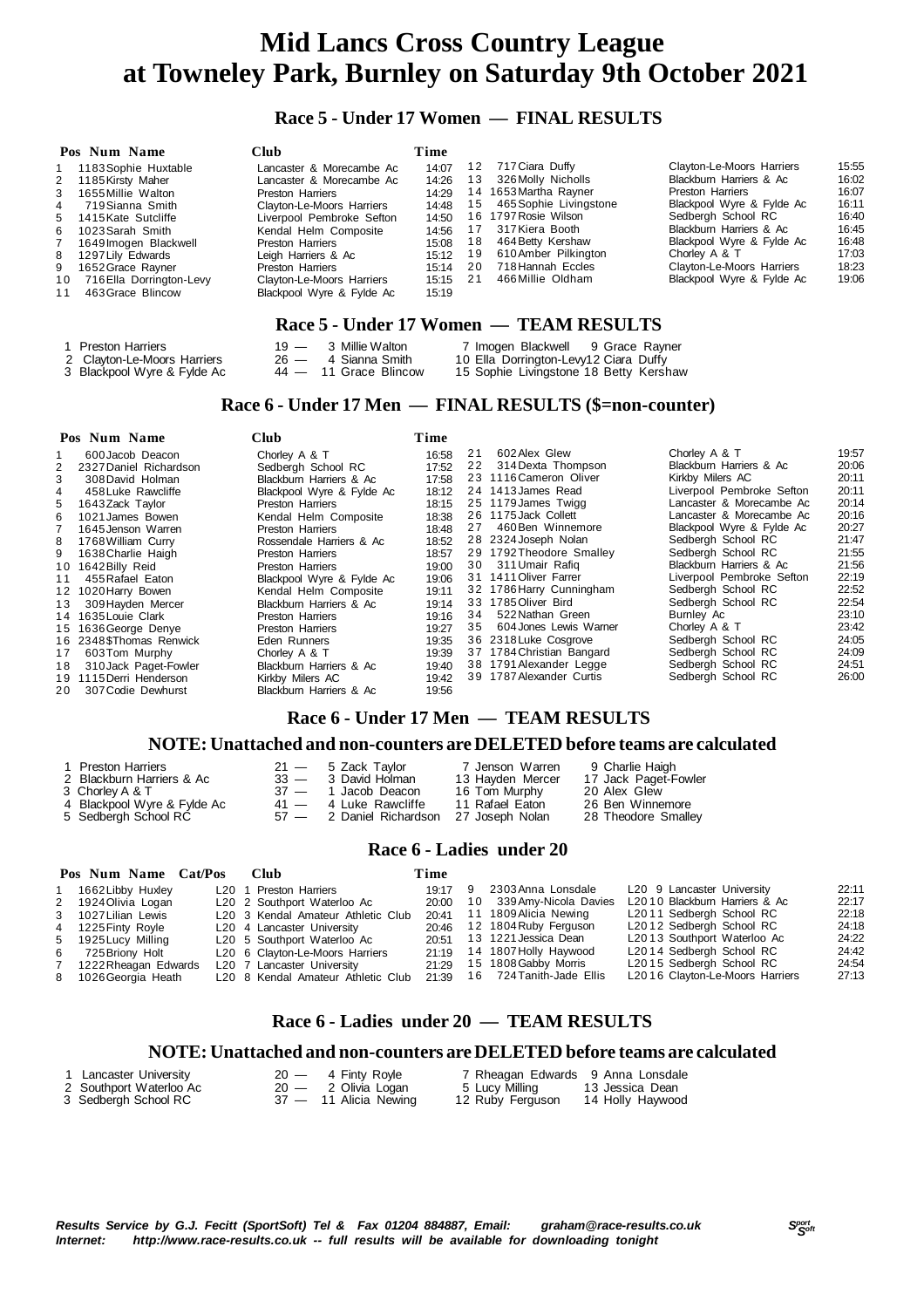# Mid Lancs Cross Country League at Towneley Park, Burnley on Saturday 9th October 2021

## Race 5 - Under 17 Women — FINAL RESULTS

| Pos | Num | Name | Club | Time |
|---|---|---|---|---|
| 1 | 1183 | Sophie Huxtable | Lancaster & Morecambe Ac | 14:07 |
| 2 | 1185 | Kirsty Maher | Lancaster & Morecambe Ac | 14:26 |
| 3 | 1655 | Millie Walton | Preston Harriers | 14:29 |
| 4 | 719 | Sianna Smith | Clayton-Le-Moors Harriers | 14:48 |
| 5 | 1415 | Kate Sutcliffe | Liverpool Pembroke Sefton | 14:50 |
| 6 | 1023 | Sarah Smith | Kendal Helm Composite | 14:56 |
| 7 | 1649 | Imogen Blackwell | Preston Harriers | 15:08 |
| 8 | 1297 | Lily Edwards | Leigh Harriers & Ac | 15:12 |
| 9 | 1652 | Grace Rayner | Preston Harriers | 15:14 |
| 10 | 716 | Ella Dorrington-Levy | Clayton-Le-Moors Harriers | 15:15 |
| 11 | 463 | Grace Blincow | Blackpool Wyre & Fylde Ac | 15:19 |
| 12 | 717 | Ciara Duffy | Clayton-Le-Moors Harriers | 15:55 |
| 13 | 326 | Molly Nicholls | Blackburn Harriers & Ac | 16:02 |
| 14 | 1653 | Martha Rayner | Preston Harriers | 16:07 |
| 15 | 465 | Sophie Livingstone | Blackpool Wyre & Fylde Ac | 16:11 |
| 16 | 1797 | Rosie Wilson | Sedbergh School RC | 16:40 |
| 17 | 317 | Kiera Booth | Blackburn Harriers & Ac | 16:45 |
| 18 | 464 | Betty Kershaw | Blackpool Wyre & Fylde Ac | 16:48 |
| 19 | 610 | Amber Pilkington | Chorley A & T | 17:03 |
| 20 | 718 | Hannah Eccles | Clayton-Le-Moors Harriers | 18:23 |
| 21 | 466 | Millie Oldham | Blackpool Wyre & Fylde Ac | 19:06 |

## Race 5 - Under 17 Women — TEAM RESULTS

| Pos | Team | Pts | | | |
|---|---|---|---|---|---|
| 1 | Preston Harriers | 19 — | 3 Millie Walton | 7 Imogen Blackwell | 9 Grace Rayner |
| 2 | Clayton-Le-Moors Harriers | 26 — | 4 Sianna Smith | 10 Ella Dorrington-Levy | 12 Ciara Duffy |
| 3 | Blackpool Wyre & Fylde Ac | 44 — | 11 Grace Blincow | 15 Sophie Livingstone | 18 Betty Kershaw |

## Race 6 - Under 17 Men — FINAL RESULTS ($=non-counter)

| Pos | Num | Name | Club | Time |
|---|---|---|---|---|
| 1 | 600 | Jacob Deacon | Chorley A & T | 16:58 |
| 2 | 2327 | Daniel Richardson | Sedbergh School RC | 17:52 |
| 3 | 308 | David Holman | Blackburn Harriers & Ac | 17:58 |
| 4 | 458 | Luke Rawcliffe | Blackpool Wyre & Fylde Ac | 18:12 |
| 5 | 1643 | Zack Taylor | Preston Harriers | 18:15 |
| 6 | 1021 | James Bowen | Kendal Helm Composite | 18:38 |
| 7 | 1645 | Jenson Warren | Preston Harriers | 18:48 |
| 8 | 1768 | William Curry | Rossendale Harriers & Ac | 18:52 |
| 9 | 1638 | Charlie Haigh | Preston Harriers | 18:57 |
| 10 | 1642 | Billy Reid | Preston Harriers | 19:00 |
| 11 | 455 | Rafael Eaton | Blackpool Wyre & Fylde Ac | 19:06 |
| 12 | 1020 | Harry Bowen | Kendal Helm Composite | 19:11 |
| 13 | 309 | Hayden Mercer | Blackburn Harriers & Ac | 19:14 |
| 14 | 1635 | Louie Clark | Preston Harriers | 19:16 |
| 15 | 1636 | George Denye | Preston Harriers | 19:27 |
| 16 | 2348 | $Thomas Renwick | Eden Runners | 19:35 |
| 17 | 603 | Tom Murphy | Chorley A & T | 19:39 |
| 18 | 310 | Jack Paget-Fowler | Blackburn Harriers & Ac | 19:40 |
| 19 | 1115 | Derri Henderson | Kirkby Milers AC | 19:42 |
| 20 | 307 | Codie Dewhurst | Blackburn Harriers & Ac | 19:56 |
| 21 | 602 | Alex Glew | Chorley A & T | 19:57 |
| 22 | 314 | Dexta Thompson | Blackburn Harriers & Ac | 20:06 |
| 23 | 1116 | Cameron Oliver | Kirkby Milers AC | 20:11 |
| 24 | 1413 | James Read | Liverpool Pembroke Sefton | 20:11 |
| 25 | 1179 | James Twigg | Lancaster & Morecambe Ac | 20:14 |
| 26 | 1175 | Jack Collett | Lancaster & Morecambe Ac | 20:16 |
| 27 | 460 | Ben Winnemore | Blackpool Wyre & Fylde Ac | 20:27 |
| 28 | 2324 | Joseph Nolan | Sedbergh School RC | 21:47 |
| 29 | 1792 | Theodore Smalley | Sedbergh School RC | 21:55 |
| 30 | 311 | Umair Rafiq | Blackburn Harriers & Ac | 21:56 |
| 31 | 1411 | Oliver Farrer | Liverpool Pembroke Sefton | 22:19 |
| 32 | 1786 | Harry Cunningham | Sedbergh School RC | 22:52 |
| 33 | 1785 | Oliver Bird | Sedbergh School RC | 22:54 |
| 34 | 522 | Nathan Green | Burnley Ac | 23:10 |
| 35 | 604 | Jones Lewis Warner | Chorley A & T | 23:42 |
| 36 | 2318 | Luke Cosgrove | Sedbergh School RC | 24:05 |
| 37 | 1784 | Christian Bangard | Sedbergh School RC | 24:09 |
| 38 | 1791 | Alexander Legge | Sedbergh School RC | 24:51 |
| 39 | 1787 | Alexander Curtis | Sedbergh School RC | 26:00 |

## Race 6 - Under 17 Men — TEAM RESULTS

### NOTE: Unattached and non-counters are DELETED before teams are calculated

| Pos | Team | Pts | | | |
|---|---|---|---|---|---|
| 1 | Preston Harriers | 21 — | 5 Zack Taylor | 7 Jenson Warren | 9 Charlie Haigh |
| 2 | Blackburn Harriers & Ac | 33 — | 3 David Holman | 13 Hayden Mercer | 17 Jack Paget-Fowler |
| 3 | Chorley A & T | 37 — | 1 Jacob Deacon | 16 Tom Murphy | 20 Alex Glew |
| 4 | Blackpool Wyre & Fylde Ac | 41 — | 4 Luke Rawcliffe | 11 Rafael Eaton | 26 Ben Winnemore |
| 5 | Sedbergh School RC | 57 — | 2 Daniel Richardson | 27 Joseph Nolan | 28 Theodore Smalley |

## Race 6 - Ladies under 20

| Pos | Num | Name | Cat/Pos | Club | Time |
|---|---|---|---|---|---|
| 1 | 1662 | Libby Huxley | L20 1 | Preston Harriers | 19:17 |
| 2 | 1924 | Olivia Logan | L20 2 | Southport Waterloo Ac | 20:00 |
| 3 | 1027 | Lilian Lewis | L20 3 | Kendal Amateur Athletic Club | 20:41 |
| 4 | 1225 | Finty Royle | L20 4 | Lancaster University | 20:46 |
| 5 | 1925 | Lucy Milling | L20 5 | Southport Waterloo Ac | 20:51 |
| 6 | 725 | Briony Holt | L20 6 | Clayton-Le-Moors Harriers | 21:19 |
| 7 | 1222 | Rheagan Edwards | L20 7 | Lancaster University | 21:29 |
| 8 | 1026 | Georgia Heath | L20 8 | Kendal Amateur Athletic Club | 21:39 |
| 9 | 2303 | Anna Lonsdale | L20 9 | Lancaster University | 22:11 |
| 10 | 339 | Amy-Nicola Davies | L20 10 | Blackburn Harriers & Ac | 22:17 |
| 11 | 1809 | Alicia Newing | L20 11 | Sedbergh School RC | 22:18 |
| 12 | 1804 | Ruby Ferguson | L20 12 | Sedbergh School RC | 24:18 |
| 13 | 213 | Jessica Dean | L20 13 | Southport Waterloo Ac | 24:22 |
| 14 | 1807 | Holly Haywood | L20 14 | Sedbergh School RC | 24:42 |
| 15 | 1808 | Gabby Morris | L20 15 | Sedbergh School RC | 24:54 |
| 16 | 724 | Tanith-Jade Ellis | L20 16 | Clayton-Le-Moors Harriers | 27:13 |

## Race 6 - Ladies under 20 — TEAM RESULTS

### NOTE: Unattached and non-counters are DELETED before teams are calculated

| Pos | Team | Pts | | | |
|---|---|---|---|---|---|
| 1 | Lancaster University | 20 — | 4 Finty Royle | 7 Rheagan Edwards | 9 Anna Lonsdale |
| 2 | Southport Waterloo Ac | 20 — | 2 Olivia Logan | 5 Lucy Milling | 13 Jessica Dean |
| 3 | Sedbergh School RC | 37 — | 11 Alicia Newing | 12 Ruby Ferguson | 14 Holly Haywood |

*Results Service by G.J. Fecitt (SportSoft) Tel & Fax 01204 884887, Email: graham@race-results.co.uk*
*Internet: http://www.race-results.co.uk -- full results will be available for downloading tonight*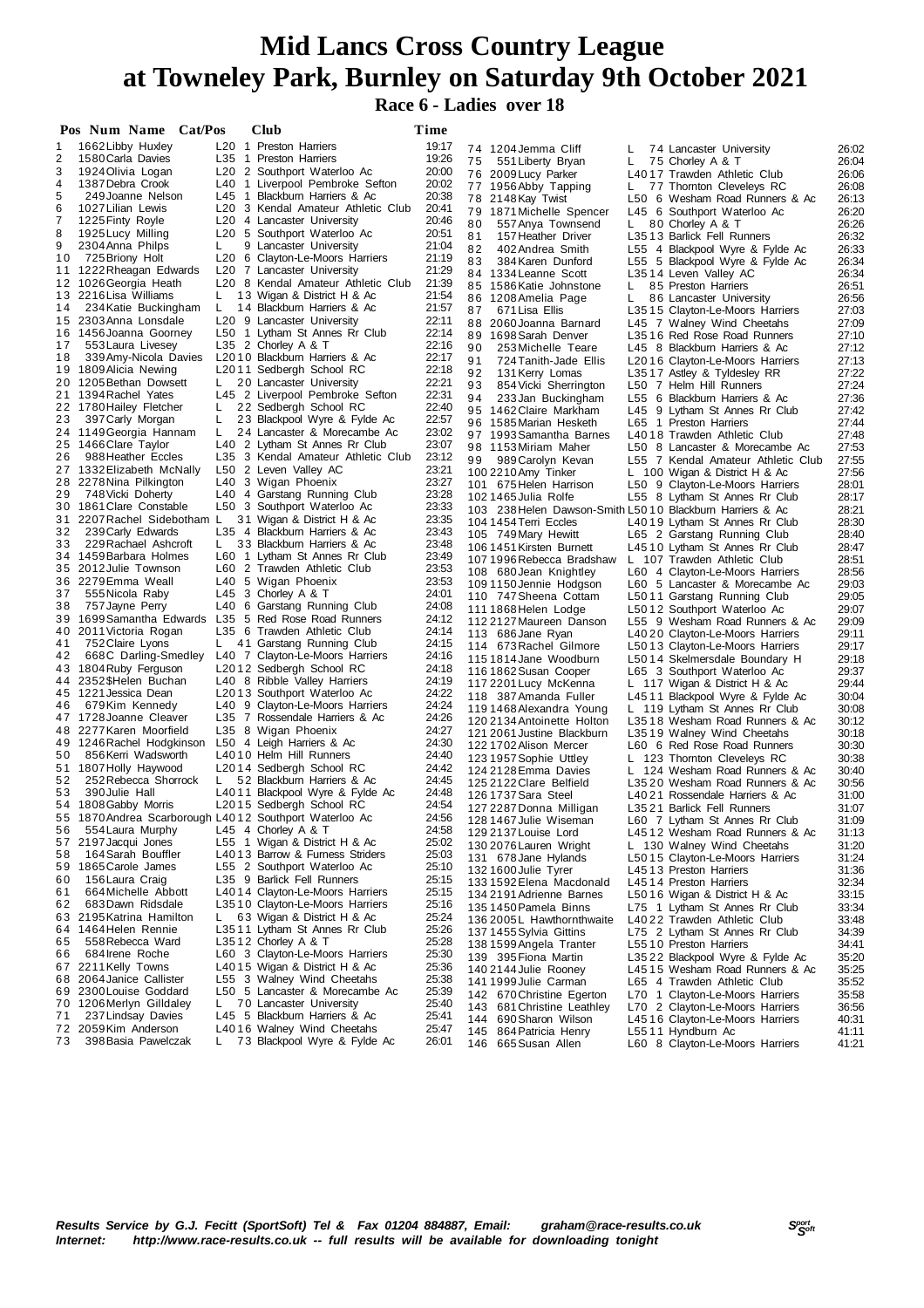# Mid Lancs Cross Country League
# at Towneley Park, Burnley on Saturday 9th October 2021

## Race 6 - Ladies over 18

| Pos | Num | Name | Cat/Pos | Club | Time |
|---|---|---|---|---|---|
| 1 | 1662 | Libby Huxley | L20 1 | Preston Harriers | 19:17 |
| 2 | 1580 | Carla Davies | L35 1 | Preston Harriers | 19:26 |
| 3 | 1924 | Olivia Logan | L20 2 | Southport Waterloo Ac | 20:00 |
| 4 | 1387 | Debra Crook | L40 1 | Liverpool Pembroke Sefton | 20:02 |
| 5 | 249 | Joanne Nelson | L45 1 | Blackburn Harriers & Ac | 20:38 |
| 6 | 1027 | Lilian Lewis | L20 3 | Kendal Amateur Athletic Club | 20:41 |
| 7 | 1225 | Finty Royle | L20 4 | Lancaster University | 20:46 |
| 8 | 1925 | Lucy Milling | L20 5 | Southport Waterloo Ac | 20:51 |
| 9 | 2304 | Anna Philps | L 9 | Lancaster University | 21:04 |
| 10 | 725 | Briony Holt | L20 6 | Clayton-Le-Moors Harriers | 21:19 |
| 11 | 1222 | Rheagan Edwards | L20 7 | Lancaster University | 21:29 |
| 12 | 1026 | Georgia Heath | L20 8 | Kendal Amateur Athletic Club | 21:39 |
| 13 | 2216 | Lisa Williams | L 13 | Wigan & District H & Ac | 21:54 |
| 14 | 234 | Katie Buckingham | L 14 | Blackburn Harriers & Ac | 21:57 |
| 15 | 2303 | Anna Lonsdale | L20 9 | Lancaster University | 22:11 |
| 16 | 1456 | Joanna Goorney | L50 1 | Lytham St Annes Rr Club | 22:14 |
| 17 | 553 | Laura Livesey | L35 2 | Chorley A & T | 22:16 |
| 18 | 339 | Amy-Nicola Davies | L20 10 | Blackburn Harriers & Ac | 22:17 |
| 19 | 1809 | Alicia Newing | L20 11 | Sedbergh School RC | 22:18 |
| 20 | 1205 | Bethan Dowsett | L 20 | Lancaster University | 22:21 |
| 21 | 1394 | Rachel Yates | L45 2 | Liverpool Pembroke Sefton | 22:31 |
| 22 | 1780 | Hailey Fletcher | L 22 | Sedbergh School RC | 22:40 |
| 23 | 397 | Carly Morgan | L 23 | Blackpool Wyre & Fylde Ac | 22:57 |
| 24 | 1149 | Georgia Hannam | L 24 | Lancaster & Morecambe Ac | 23:02 |
| 25 | 1466 | Clare Taylor | L40 2 | Lytham St Annes Rr Club | 23:07 |
| 26 | 988 | Heather Eccles | L35 3 | Kendal Amateur Athletic Club | 23:12 |
| 27 | 1332 | Elizabeth McNally | L50 2 | Leven Valley AC | 23:21 |
| 28 | 2278 | Nina Pilkington | L40 3 | Wigan Phoenix | 23:27 |
| 29 | 748 | Vicki Doherty | L40 4 | Garstang Running Club | 23:28 |
| 30 | 1861 | Clare Constable | L50 3 | Southport Waterloo Ac | 23:33 |
| 31 | 2207 | Rachel Sidebotham | L 31 | Wigan & District H & Ac | 23:35 |
| 32 | 239 | Carly Edwards | L35 4 | Blackburn Harriers & Ac | 23:43 |
| 33 | 229 | Rachael Ashcroft | L 33 | Blackburn Harriers & Ac | 23:48 |
| 34 | 1459 | Barbara Holmes | L60 1 | Lytham St Annes Rr Club | 23:49 |
| 35 | 2012 | Julie Townson | L60 2 | Trawden Athletic Club | 23:53 |
| 36 | 2279 | Emma Weall | L40 5 | Wigan Phoenix | 23:53 |
| 37 | 555 | Nicola Raby | L45 3 | Chorley A & T | 24:01 |
| 38 | 757 | Jayne Perry | L40 6 | Garstang Running Club | 24:08 |
| 39 | 1699 | Samantha Edwards | L35 5 | Red Rose Road Runners | 24:12 |
| 40 | 2011 | Victoria Rogan | L35 6 | Trawden Athletic Club | 24:14 |
| 41 | 752 | Claire Lyons | L 41 | Garstang Running Club | 24:15 |
| 42 | 668 | C Darling-Smedley | L40 7 | Clayton-Le-Moors Harriers | 24:16 |
| 43 | 1804 | Ruby Ferguson | L20 12 | Sedbergh School RC | 24:18 |
| 44 | 2352 | $Helen Buchan | L40 8 | Ribble Valley Harriers | 24:19 |
| 45 | 1221 | Jessica Dean | L20 13 | Southport Waterloo Ac | 24:22 |
| 46 | 679 | Kim Kennedy | L40 9 | Clayton-Le-Moors Harriers | 24:24 |
| 47 | 1728 | Joanne Cleaver | L35 7 | Rossendale Harriers & Ac | 24:26 |
| 48 | 2277 | Karen Moorfield | L35 8 | Wigan Phoenix | 24:27 |
| 49 | 1246 | Rachel Hodgkinson | L50 4 | Leigh Harriers & Ac | 24:30 |
| 50 | 856 | Kerri Wadsworth | L40 10 | Helm Hill Runners | 24:40 |
| 51 | 1807 | Holly Haywood | L20 14 | Sedbergh School RC | 24:42 |
| 52 | 252 | Rebecca Shorrock | L 52 | Blackburn Harriers & Ac | 24:45 |
| 53 | 390 | Julie Hall | L40 11 | Blackpool Wyre & Fylde Ac | 24:48 |
| 54 | 1808 | Gabby Morris | L20 15 | Sedbergh School RC | 24:54 |
| 55 | 1870 | Andrea Scarborough | L40 12 | Southport Waterloo Ac | 24:56 |
| 56 | 554 | Laura Murphy | L45 4 | Chorley A & T | 24:58 |
| 57 | 2197 | Jacqui Jones | L55 1 | Wigan & District H & Ac | 25:02 |
| 58 | 164 | Sarah Bouffler | L40 13 | Barrow & Furness Striders | 25:03 |
| 59 | 1865 | Carole James | L55 2 | Southport Waterloo Ac | 25:10 |
| 60 | 156 | Laura Craig | L35 9 | Barlick Fell Runners | 25:15 |
| 61 | 664 | Michelle Abbott | L40 14 | Clayton-Le-Moors Harriers | 25:15 |
| 62 | 683 | Dawn Ridsdale | L35 10 | Clayton-Le-Moors Harriers | 25:16 |
| 63 | 2195 | Katrina Hamilton | L 63 | Wigan & District H & Ac | 25:24 |
| 64 | 1464 | Helen Rennie | L35 11 | Lytham St Annes Rr Club | 25:26 |
| 65 | 558 | Rebecca Ward | L35 12 | Chorley A & T | 25:28 |
| 66 | 684 | Irene Roche | L60 3 | Clayton-Le-Moors Harriers | 25:30 |
| 67 | 2211 | Kelly Towns | L40 15 | Wigan & District H & Ac | 25:36 |
| 68 | 2064 | Janice Callister | L55 3 | Walney Wind Cheetahs | 25:38 |
| 69 | 2300 | Louise Goddard | L50 5 | Lancaster & Morecambe Ac | 25:39 |
| 70 | 1206 | Merlyn Gilldaley | L 70 | Lancaster University | 25:40 |
| 71 | 237 | Lindsay Davies | L45 5 | Blackburn Harriers & Ac | 25:41 |
| 72 | 2059 | Kim Anderson | L40 16 | Walney Wind Cheetahs | 25:47 |
| 73 | 398 | Basia Pawelczak | L 73 | Blackpool Wyre & Fylde Ac | 26:01 |
| 74 | 1204 | Jemma Cliff | L 74 | Lancaster University | 26:02 |
| 75 | 551 | Liberty Bryan | L 75 | Chorley A & T | 26:04 |
| 76 | 2009 | Lucy Parker | L40 17 | Trawden Athletic Club | 26:06 |
| 77 | 1956 | Abby Tapping | L 77 | Thornton Cleveleys RC | 26:08 |
| 78 | 2148 | Kay Twist | L50 6 | Wesham Road Runners & Ac | 26:13 |
| 79 | 1871 | Michelle Spencer | L45 6 | Southport Waterloo Ac | 26:20 |
| 80 | 557 | Anya Townsend | L 80 | Chorley A & T | 26:26 |
| 81 | 157 | Heather Driver | L35 13 | Barlick Fell Runners | 26:32 |
| 82 | 402 | Andrea Smith | L55 4 | Blackpool Wyre & Fylde Ac | 26:33 |
| 83 | 384 | Karen Dunford | L55 5 | Blackpool Wyre & Fylde Ac | 26:34 |
| 84 | 1334 | Leanne Scott | L35 14 | Leven Valley AC | 26:34 |
| 85 | 1586 | Katie Johnstone | L 85 | Preston Harriers | 26:51 |
| 86 | 1208 | Amelia Page | L 86 | Lancaster University | 26:56 |
| 87 | 671 | Lisa Ellis | L35 15 | Clayton-Le-Moors Harriers | 27:03 |
| 88 | 2060 | Joanna Barnard | L45 7 | Walney Wind Cheetahs | 27:09 |
| 89 | 1698 | Sarah Denver | L35 16 | Red Rose Road Runners | 27:10 |
| 90 | 253 | Michelle Teare | L45 8 | Blackburn Harriers & Ac | 27:12 |
| 91 | 724 | Tanith-Jade Ellis | L20 16 | Clayton-Le-Moors Harriers | 27:13 |
| 92 | 131 | Kerry Lomas | L35 17 | Astley & Tyldesley RR | 27:22 |
| 93 | 854 | Vicki Sherrington | L50 7 | Helm Hill Runners | 27:24 |
| 94 | 233 | Jan Buckingham | L55 6 | Blackburn Harriers & Ac | 27:36 |
| 95 | 1462 | Claire Markham | L45 9 | Lytham St Annes Rr Club | 27:42 |
| 96 | 1585 | Marian Hesketh | L65 1 | Preston Harriers | 27:44 |
| 97 | 1993 | Samantha Barnes | L40 18 | Trawden Athletic Club | 27:48 |
| 98 | 1153 | Miriam Maher | L50 8 | Lancaster & Morecambe Ac | 27:53 |
| 99 | 989 | Carolyn Kevan | L55 7 | Kendal Amateur Athletic Club | 27:55 |
| 100 | 2210 | Amy Tinker | L 100 | Wigan & District H & Ac | 27:56 |
| 101 | 675 | Helen Harrison | L50 9 | Clayton-Le-Moors Harriers | 28:01 |
| 102 | 1465 | Julia Rolfe | L55 8 | Lytham St Annes Rr Club | 28:17 |
| 103 | 238 | Helen Dawson-Smith | L50 10 | Blackburn Harriers & Ac | 28:21 |
| 104 | 1454 | Terri Eccles | L40 19 | Lytham St Annes Rr Club | 28:30 |
| 105 | 749 | Mary Hewitt | L65 2 | Garstang Running Club | 28:40 |
| 106 | 1451 | Kirsten Burnett | L45 10 | Lytham St Annes Rr Club | 28:47 |
| 107 | 1996 | Rebecca Bradshaw | L 107 | Trawden Athletic Club | 28:51 |
| 108 | 680 | Jean Knightley | L60 4 | Clayton-Le-Moors Harriers | 28:56 |
| 109 | 1150 | Jennie Hodgson | L60 5 | Lancaster & Morecambe Ac | 29:03 |
| 110 | 747 | Sheena Cottam | L50 11 | Garstang Running Club | 29:05 |
| 111 | 1868 | Helen Lodge | L50 12 | Southport Waterloo Ac | 29:07 |
| 112 | 2127 | Maureen Danson | L55 9 | Wesham Road Runners & Ac | 29:09 |
| 113 | 686 | Jane Ryan | L40 20 | Clayton-Le-Moors Harriers | 29:11 |
| 114 | 673 | Rachel Gilmore | L50 13 | Clayton-Le-Moors Harriers | 29:17 |
| 115 | 1814 | Jane Woodburn | L50 14 | Skelmersdale Boundary H | 29:18 |
| 116 | 1862 | Susan Cooper | L65 3 | Southport Waterloo Ac | 29:37 |
| 117 | 2201 | Lucy McKenna | L 117 | Wigan & District H & Ac | 29:44 |
| 118 | 387 | Amanda Fuller | L45 11 | Blackpool Wyre & Fylde Ac | 30:04 |
| 119 | 1468 | Alexandra Young | L 119 | Lytham St Annes Rr Club | 30:08 |
| 120 | 2134 | Antoinette Holton | L35 18 | Wesham Road Runners & Ac | 30:12 |
| 121 | 2061 | Justine Blackburn | L35 19 | Walney Wind Cheetahs | 30:18 |
| 122 | 1702 | Alison Mercer | L60 6 | Red Rose Road Runners | 30:30 |
| 123 | 1957 | Sophie Uttley | L 123 | Thornton Cleveleys RC | 30:38 |
| 124 | 2128 | Emma Davies | L 124 | Wesham Road Runners & Ac | 30:40 |
| 125 | 2122 | Clare Belfield | L35 20 | Wesham Road Runners & Ac | 30:56 |
| 126 | 1737 | Sara Steel | L40 21 | Rossendale Harriers & Ac | 31:00 |
| 127 | 2287 | Donna Milligan | L35 21 | Barlick Fell Runners | 31:07 |
| 128 | 1467 | Julie Wiseman | L60 7 | Lytham St Annes Rr Club | 31:09 |
| 129 | 2137 | Louise Lord | L45 12 | Wesham Road Runners & Ac | 31:13 |
| 130 | 2076 | Lauren Wright | L 130 | Walney Wind Cheetahs | 31:20 |
| 131 | 678 | Jane Hylands | L50 15 | Clayton-Le-Moors Harriers | 31:24 |
| 132 | 1600 | Julie Tyrer | L45 13 | Preston Harriers | 31:36 |
| 133 | 1592 | Elena Macdonald | L45 14 | Preston Harriers | 32:34 |
| 134 | 2191 | Adrienne Barnes | L50 16 | Wigan & District H & Ac | 33:15 |
| 135 | 1450 | Pamela Binns | L75 1 | Lytham St Annes Rr Club | 33:34 |
| 136 | 2005 | L Hawthornthwaite | L40 22 | Trawden Athletic Club | 33:48 |
| 137 | 1455 | Sylvia Gittins | L75 2 | Lytham St Annes Rr Club | 34:39 |
| 138 | 1599 | Angela Tranter | L55 10 | Preston Harriers | 34:41 |
| 139 | 395 | Fiona Martin | L35 22 | Blackpool Wyre & Fylde Ac | 35:20 |
| 140 | 2144 | Julie Rooney | L45 15 | Wesham Road Runners & Ac | 35:25 |
| 141 | 1999 | Julie Carman | L65 4 | Trawden Athletic Club | 35:52 |
| 142 | 670 | Christine Egerton | L70 1 | Clayton-Le-Moors Harriers | 35:58 |
| 143 | 681 | Christine Leathley | L70 2 | Clayton-Le-Moors Harriers | 36:56 |
| 144 | 690 | Sharon Wilson | L45 16 | Clayton-Le-Moors Harriers | 40:31 |
| 145 | 864 | Patricia Henry | L55 11 | Hyndburn Ac | 41:11 |
| 146 | 665 | Susan Allen | L60 8 | Clayton-Le-Moors Harriers | 41:21 |

*Results Service by G.J. Fecitt (SportSoft) Tel & Fax 01204 884887, Email: graham@race-results.co.uk*
*Internet: http://www.race-results.co.uk -- full results will be available for downloading tonight*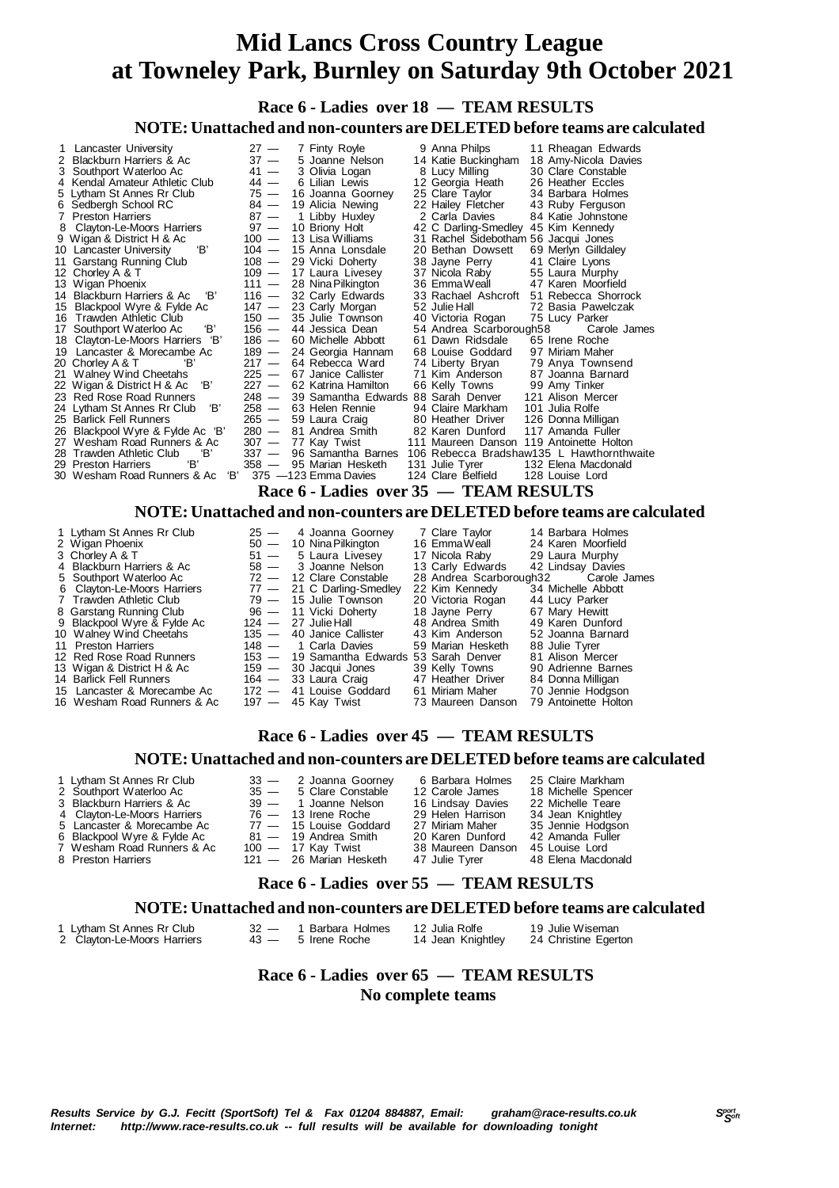# Mid Lancs Cross Country League
# at Towneley Park, Burnley on Saturday 9th October 2021

## Race 6 - Ladies over 18 — TEAM RESULTS

### NOTE: Unattached and non-counters are DELETED before teams are calculated

| Pos | Team | Points | 1st | 2nd | 3rd |
|---|---|---|---|---|---|
| 1 | Lancaster University | 27 | 7 Finty Royle | 9 Anna Philps | 11 Rheagan Edwards |
| 2 | Blackburn Harriers & Ac | 37 | 5 Joanne Nelson | 14 Katie Buckingham | 18 Amy-Nicola Davies |
| 3 | Southport Waterloo Ac | 41 | 3 Olivia Logan | 8 Lucy Milling | 30 Clare Constable |
| 4 | Kendal Amateur Athletic Club | 44 | 6 Lilian Lewis | 12 Georgia Heath | 26 Heather Eccles |
| 5 | Lytham St Annes Rr Club | 75 | 16 Joanna Goorney | 25 Clare Taylor | 34 Barbara Holmes |
| 6 | Sedbergh School RC | 84 | 19 Alicia Newing | 22 Hailey Fletcher | 43 Ruby Ferguson |
| 7 | Preston Harriers | 87 | 1 Libby Huxley | 2 Carla Davies | 84 Katie Johnstone |
| 8 | Clayton-Le-Moors Harriers | 97 | 10 Briony Holt | 42 C Darling-Smedley | 45 Kim Kennedy |
| 9 | Wigan & District H & Ac | 100 | 13 Lisa Williams | 31 Rachel Sidebotham | 56 Jacqui Jones |
| 10 | Lancaster University 'B' | 104 | 15 Anna Lonsdale | 20 Bethan Dowsett | 69 Merlyn Gilldaley |
| 11 | Garstang Running Club | 108 | 29 Vicki Doherty | 38 Jayne Perry | 41 Claire Lyons |
| 12 | Chorley A & T | 109 | 17 Laura Livesey | 37 Nicola Raby | 55 Laura Murphy |
| 13 | Wigan Phoenix | 111 | 28 Nina Pilkington | 36 Emma Weall | 47 Karen Moorfield |
| 14 | Blackburn Harriers & Ac 'B' | 116 | 32 Carly Edwards | 33 Rachael Ashcroft | 51 Rebecca Shorrock |
| 15 | Blackpool Wyre & Fylde Ac | 147 | 23 Carly Morgan | 52 Julie Hall | 72 Basia Pawelczak |
| 16 | Trawden Athletic Club | 150 | 35 Julie Townson | 40 Victoria Rogan | 75 Lucy Parker |
| 17 | Southport Waterloo Ac 'B' | 156 | 44 Jessica Dean | 54 Andrea Scarborough | 58 Carole James |
| 18 | Clayton-Le-Moors Harriers 'B' | 186 | 60 Michelle Abbott | 61 Dawn Ridsdale | 65 Irene Roche |
| 19 | Lancaster & Morecambe Ac | 189 | 24 Georgia Hannam | 68 Louise Goddard | 97 Miriam Maher |
| 20 | Chorley A & T 'B' | 217 | 64 Rebecca Ward | 74 Liberty Bryan | 79 Anya Townsend |
| 21 | Walney Wind Cheetahs | 225 | 67 Janice Callister | 71 Kim Anderson | 87 Joanna Barnard |
| 22 | Wigan & District H & Ac 'B' | 227 | 62 Katrina Hamilton | 66 Kelly Towns | 99 Amy Tinker |
| 23 | Red Rose Road Runners | 248 | 39 Samantha Edwards | 88 Sarah Denver | 121 Alison Mercer |
| 24 | Lytham St Annes Rr Club 'B' | 258 | 63 Helen Rennie | 94 Claire Markham | 101 Julia Rolfe |
| 25 | Barlick Fell Runners | 265 | 59 Laura Craig | 80 Heather Driver | 126 Donna Milligan |
| 26 | Blackpool Wyre & Fylde Ac 'B' | 280 | 81 Andrea Smith | 82 Karen Dunford | 117 Amanda Fuller |
| 27 | Wesham Road Runners & Ac | 307 | 77 Kay Twist | 111 Maureen Danson | 119 Antoinette Holton |
| 28 | Trawden Athletic Club 'B' | 337 | 96 Samantha Barnes | 106 Rebecca Bradshaw | 135 L Hawthornthwaite |
| 29 | Preston Harriers 'B' | 358 | 95 Marian Hesketh | 131 Julie Tyrer | 132 Elena Macdonald |
| 30 | Wesham Road Runners & Ac 'B' | 375 | 123 Emma Davies | 124 Clare Belfield | 128 Louise Lord |

## Race 6 - Ladies over 35 — TEAM RESULTS

### NOTE: Unattached and non-counters are DELETED before teams are calculated

| Pos | Team | Points | 1st | 2nd | 3rd |
|---|---|---|---|---|---|
| 1 | Lytham St Annes Rr Club | 25 | 4 Joanna Goorney | 7 Clare Taylor | 14 Barbara Holmes |
| 2 | Wigan Phoenix | 50 | 10 Nina Pilkington | 16 Emma Weall | 24 Karen Moorfield |
| 3 | Chorley A & T | 51 | 5 Laura Livesey | 17 Nicola Raby | 29 Laura Murphy |
| 4 | Blackburn Harriers & Ac | 58 | 3 Joanne Nelson | 13 Carly Edwards | 42 Lindsay Davies |
| 5 | Southport Waterloo Ac | 72 | 12 Clare Constable | 28 Andrea Scarborough | 32 Carole James |
| 6 | Clayton-Le-Moors Harriers | 77 | 21 C Darling-Smedley | 22 Kim Kennedy | 34 Michelle Abbott |
| 7 | Trawden Athletic Club | 79 | 15 Julie Townson | 20 Victoria Rogan | 44 Lucy Parker |
| 8 | Garstang Running Club | 96 | 11 Vicki Doherty | 18 Jayne Perry | 67 Mary Hewitt |
| 9 | Blackpool Wyre & Fylde Ac | 124 | 27 Julie Hall | 48 Andrea Smith | 49 Karen Dunford |
| 10 | Walney Wind Cheetahs | 135 | 40 Janice Callister | 43 Kim Anderson | 52 Joanna Barnard |
| 11 | Preston Harriers | 148 | 1 Carla Davies | 59 Marian Hesketh | 88 Julie Tyrer |
| 12 | Red Rose Road Runners | 153 | 19 Samantha Edwards | 53 Sarah Denver | 81 Alison Mercer |
| 13 | Wigan & District H & Ac | 159 | 30 Jacqui Jones | 39 Kelly Towns | 90 Adrienne Barnes |
| 14 | Barlick Fell Runners | 164 | 33 Laura Craig | 47 Heather Driver | 84 Donna Milligan |
| 15 | Lancaster & Morecambe Ac | 172 | 41 Louise Goddard | 61 Miriam Maher | 70 Jennie Hodgson |
| 16 | Wesham Road Runners & Ac | 197 | 45 Kay Twist | 73 Maureen Danson | 79 Antoinette Holton |

## Race 6 - Ladies over 45 — TEAM RESULTS

### NOTE: Unattached and non-counters are DELETED before teams are calculated

| Pos | Team | Points | 1st | 2nd | 3rd |
|---|---|---|---|---|---|
| 1 | Lytham St Annes Rr Club | 33 | 2 Joanna Goorney | 6 Barbara Holmes | 25 Claire Markham |
| 2 | Southport Waterloo Ac | 35 | 5 Clare Constable | 12 Carole James | 18 Michelle Spencer |
| 3 | Blackburn Harriers & Ac | 39 | 1 Joanne Nelson | 16 Lindsay Davies | 22 Michelle Teare |
| 4 | Clayton-Le-Moors Harriers | 76 | 13 Irene Roche | 29 Helen Harrison | 34 Jean Knightley |
| 5 | Lancaster & Morecambe Ac | 77 | 15 Louise Goddard | 27 Miriam Maher | 35 Jennie Hodgson |
| 6 | Blackpool Wyre & Fylde Ac | 81 | 19 Andrea Smith | 20 Karen Dunford | 42 Amanda Fuller |
| 7 | Wesham Road Runners & Ac | 100 | 17 Kay Twist | 38 Maureen Danson | 45 Louise Lord |
| 8 | Preston Harriers | 121 | 26 Marian Hesketh | 47 Julie Tyrer | 48 Elena Macdonald |

## Race 6 - Ladies over 55 — TEAM RESULTS

### NOTE: Unattached and non-counters are DELETED before teams are calculated

| Pos | Team | Points | 1st | 2nd | 3rd |
|---|---|---|---|---|---|
| 1 | Lytham St Annes Rr Club | 32 | 1 Barbara Holmes | 12 Julia Rolfe | 19 Julie Wiseman |
| 2 | Clayton-Le-Moors Harriers | 43 | 5 Irene Roche | 14 Jean Knightley | 24 Christine Egerton |

## Race 6 - Ladies over 65 — TEAM RESULTS

**No complete teams**

*Results Service by G.J. Fecitt (SportSoft) Tel & Fax 01204 884887, Email: graham@race-results.co.uk*
*Internet: http://www.race-results.co.uk -- full results will be available for downloading tonight*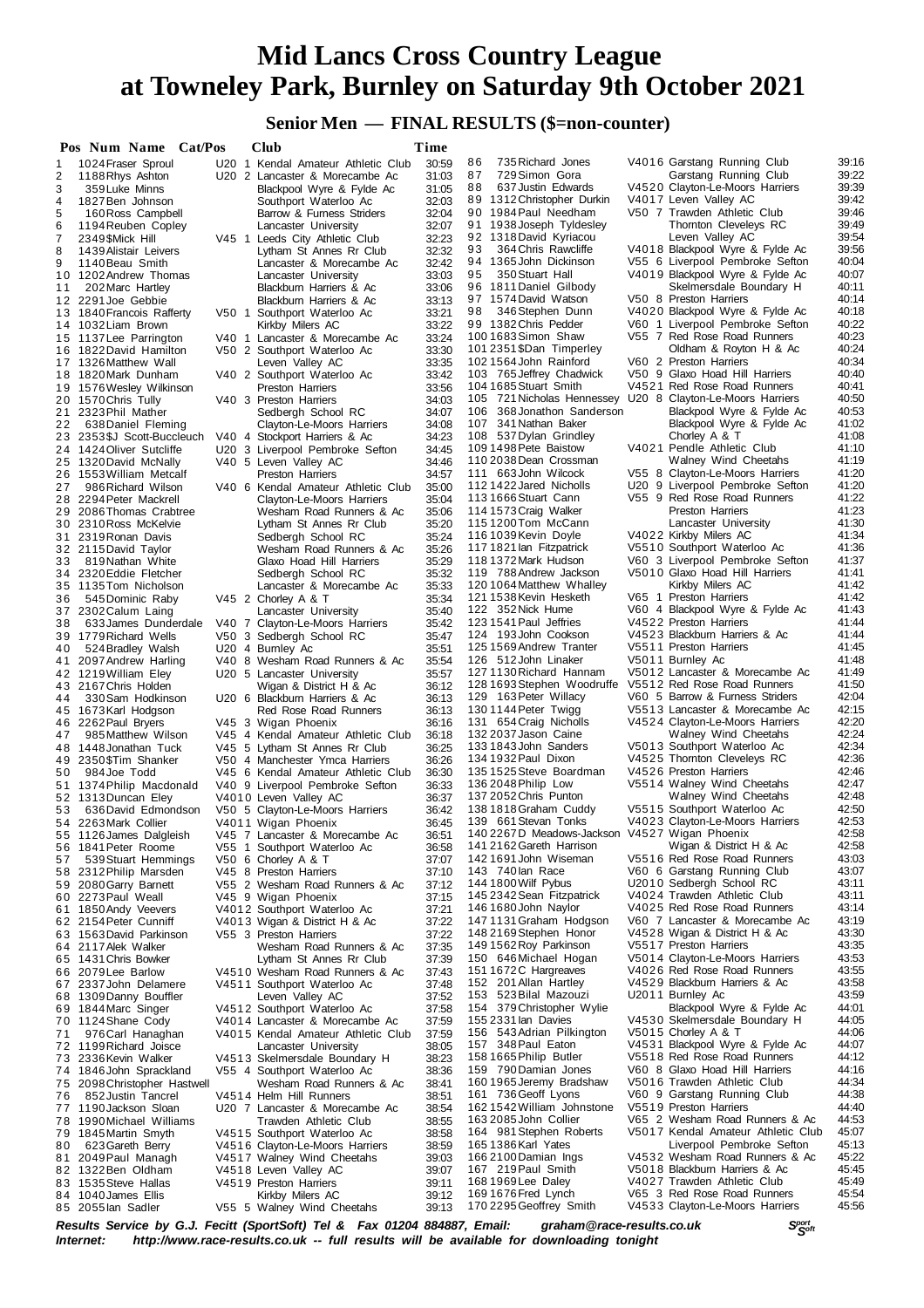# Mid Lancs Cross Country League at Towneley Park, Burnley on Saturday 9th October 2021

## Senior Men — FINAL RESULTS ($=non-counter)

| Pos | Num | Name | Cat/Pos | Club | Time |
|---|---|---|---|---|---|
| 1 | 1024 | Fraser Sproul | U20 1 | Kendal Amateur Athletic Club | 30:59 |
| 2 | 1188 | Rhys Ashton | U20 2 | Lancaster & Morecambe Ac | 31:03 |
| 3 | 359 | Luke Minns | | Blackpool Wyre & Fylde Ac | 31:05 |
| 4 | 1827 | Ben Johnson | | Southport Waterloo Ac | 32:03 |
| 5 | 160 | Ross Campbell | | Barrow & Furness Striders | 32:04 |
| 6 | 1194 | Reuben Copley | | Lancaster University | 32:07 |
| 7 | 2349 | $Mick Hill | V45 1 | Leeds City Athletic Club | 32:23 |
| 8 | 1439 | Alistair Leivers | | Lytham St Annes Rr Club | 32:32 |
| 9 | 1140 | Beau Smith | | Lancaster & Morecambe Ac | 32:42 |
| 10 | 1202 | Andrew Thomas | | Lancaster University | 33:03 |
| 11 | 202 | Marc Hartley | | Blackburn Harriers & Ac | 33:06 |
| 12 | 2291 | Joe Gebbie | | Blackburn Harriers & Ac | 33:13 |
| 13 | 1840 | Francois Rafferty | V50 1 | Southport Waterloo Ac | 33:21 |
| 14 | 1032 | Liam Brown | | Kirkby Milers AC | 33:22 |
| 15 | 1137 | Lee Parrington | V40 1 | Lancaster & Morecambe Ac | 33:24 |
| 16 | 1822 | David Hamilton | V50 2 | Southport Waterloo Ac | 33:30 |
| 17 | 1326 | Matthew Wall | | Leven Valley AC | 33:35 |
| 18 | 1820 | Mark Dunham | V40 2 | Southport Waterloo Ac | 33:42 |
| 19 | 1576 | Wesley Wilkinson | | Preston Harriers | 33:56 |
| 20 | 1570 | Chris Tully | V40 3 | Preston Harriers | 34:03 |
| 21 | 2323 | Phil Mather | | Sedbergh School RC | 34:07 |
| 22 | 638 | Daniel Fleming | | Clayton-Le-Moors Harriers | 34:08 |
| 23 | 2353 | $J Scott-Buccleuch | V40 4 | Stockport Harriers & Ac | 34:23 |
| 24 | 1424 | Oliver Sutcliffe | U20 3 | Liverpool Pembroke Sefton | 34:45 |
| 25 | 1320 | David McNally | V40 5 | Leven Valley AC | 34:46 |
| 26 | 1553 | William Metcalf | | Preston Harriers | 34:57 |
| 27 | 986 | Richard Wilson | V40 6 | Kendal Amateur Athletic Club | 35:00 |
| 28 | 2294 | Peter Mackrell | | Clayton-Le-Moors Harriers | 35:04 |
| 29 | 2086 | Thomas Crabtree | | Wesham Road Runners & Ac | 35:06 |
| 30 | 2310 | Ross McKelvie | | Lytham St Annes Rr Club | 35:20 |
| 31 | 2319 | Ronan Davis | | Sedbergh School RC | 35:24 |
| 32 | 2115 | David Taylor | | Wesham Road Runners & Ac | 35:26 |
| 33 | 819 | Nathan White | | Glaxo Hoad Hill Harriers | 35:29 |
| 34 | 2320 | Eddie Fletcher | | Sedbergh School RC | 35:32 |
| 35 | 1135 | Tom Nicholson | | Lancaster & Morecambe Ac | 35:33 |
| 36 | 545 | Dominic Raby | V45 2 | Chorley A & T | 35:34 |
| 37 | 2302 | Calum Laing | | Lancaster University | 35:40 |
| 38 | 633 | James Dunderdale | V40 7 | Clayton-Le-Moors Harriers | 35:42 |
| 39 | 1779 | Richard Wells | V50 3 | Sedbergh School RC | 35:47 |
| 40 | 524 | Bradley Walsh | U20 4 | Burnley Ac | 35:51 |
| 41 | 2097 | Andrew Harling | V40 8 | Wesham Road Runners & Ac | 35:54 |
| 42 | 1219 | William Eley | U20 5 | Lancaster University | 35:57 |
| 43 | 2167 | Chris Holden | | Wigan & District H & Ac | 36:12 |
| 44 | 330 | Sam Hodkinson | U20 6 | Blackburn Harriers & Ac | 36:13 |
| 45 | 1673 | Karl Hodgson | | Red Rose Road Runners | 36:13 |
| 46 | 2262 | Paul Bryers | V45 3 | Wigan Phoenix | 36:16 |
| 47 | 985 | Matthew Wilson | V45 4 | Kendal Amateur Athletic Club | 36:18 |
| 48 | 1448 | Jonathan Tuck | V45 5 | Lytham St Annes Rr Club | 36:25 |
| 49 | 2350 | $Tim Shanker | V50 4 | Manchester Ymca Harriers | 36:26 |
| 50 | 984 | Joe Todd | V45 6 | Kendal Amateur Athletic Club | 36:30 |
| 51 | 1374 | Philip Macdonald | V40 9 | Liverpool Pembroke Sefton | 36:33 |
| 52 | 1313 | Duncan Eley | V4010 | Leven Valley AC | 36:37 |
| 53 | 636 | David Edmondson | V50 5 | Clayton-Le-Moors Harriers | 36:42 |
| 54 | 2263 | Mark Collier | V4011 | Wigan Phoenix | 36:45 |
| 55 | 1126 | James Dalgleish | V45 7 | Lancaster & Morecambe Ac | 36:51 |
| 56 | 1841 | Peter Roome | V55 1 | Southport Waterloo Ac | 36:58 |
| 57 | 539 | Stuart Hemmings | V50 6 | Chorley A & T | 37:07 |
| 58 | 2312 | Philip Marsden | V45 8 | Preston Harriers | 37:10 |
| 59 | 2080 | Garry Barnett | V55 2 | Wesham Road Runners & Ac | 37:12 |
| 60 | 2273 | Paul Weall | V45 9 | Wigan Phoenix | 37:15 |
| 61 | 1850 | Andy Veevers | V4012 | Southport Waterloo Ac | 37:21 |
| 62 | 2154 | Peter Cunniff | V4013 | Wigan & District H & Ac | 37:22 |
| 63 | 1563 | David Parkinson | V55 3 | Preston Harriers | 37:22 |
| 64 | 2117 | Alek Walker | | Wesham Road Runners & Ac | 37:35 |
| 65 | 1431 | Chris Bowker | | Lytham St Annes Rr Club | 37:39 |
| 66 | 2079 | Lee Barlow | V4510 | Wesham Road Runners & Ac | 37:43 |
| 67 | 2337 | John Delamere | V4511 | Southport Waterloo Ac | 37:48 |
| 68 | 1309 | Danny Bouffler | | Leven Valley AC | 37:52 |
| 69 | 1844 | Marc Singer | V4512 | Southport Waterloo Ac | 37:58 |
| 70 | 1124 | Shane Cody | V4014 | Lancaster & Morecambe Ac | 37:59 |
| 71 | 976 | Carl Hanaghan | V4015 | Kendal Amateur Athletic Club | 37:59 |
| 72 | 1199 | Richard Joisce | | Lancaster University | 38:05 |
| 73 | 2336 | Kevin Walker | V4513 | Skelmersdale Boundary H | 38:23 |
| 74 | 1846 | John Sprackland | V55 4 | Southport Waterloo Ac | 38:36 |
| 75 | 2098 | Christopher Hastwell | | Wesham Road Runners & Ac | 38:41 |
| 76 | 852 | Justin Tancrel | V4514 | Helm Hill Runners | 38:51 |
| 77 | 1190 | Jackson Sloan | U20 7 | Lancaster & Morecambe Ac | 38:54 |
| 78 | 1990 | Michael Williams | | Trawden Athletic Club | 38:55 |
| 79 | 1845 | Martin Smyth | V4515 | Southport Waterloo Ac | 38:58 |
| 80 | 623 | Gareth Berry | V4516 | Clayton-Le-Moors Harriers | 38:59 |
| 81 | 2049 | Paul Managh | V4517 | Walney Wind Cheetahs | 39:03 |
| 82 | 1322 | Ben Oldham | V4518 | Leven Valley AC | 39:07 |
| 83 | 1535 | Steve Hallas | V4519 | Preston Harriers | 39:11 |
| 84 | 1040 | James Ellis | | Kirkby Milers AC | 39:12 |
| 85 | 2055 | Ian Sadler | V55 5 | Walney Wind Cheetahs | 39:13 |
| 86 | 735 | Richard Jones | V4016 | Garstang Running Club | 39:16 |
| 87 | 729 | Simon Gora | | Garstang Running Club | 39:22 |
| 88 | 637 | Justin Edwards | V4520 | Clayton-Le-Moors Harriers | 39:39 |
| 89 | 1312 | Christopher Durkin | V4017 | Leven Valley AC | 39:42 |
| 90 | 1984 | Paul Needham | V50 7 | Trawden Athletic Club | 39:46 |
| 91 | 1938 | Joseph Tyldesley | | Thornton Cleveleys RC | 39:49 |
| 92 | 1318 | David Kyriacou | | Leven Valley AC | 39:54 |
| 93 | 364 | Chris Rawcliffe | V4018 | Blackpool Wyre & Fylde Ac | 39:56 |
| 94 | 1365 | John Dickinson | V55 6 | Liverpool Pembroke Sefton | 40:04 |
| 95 | 350 | Stuart Hall | V4019 | Blackpool Wyre & Fylde Ac | 40:07 |
| 96 | 1811 | Daniel Gilbody | | Skelmersdale Boundary H | 40:11 |
| 97 | 1574 | David Watson | V50 8 | Preston Harriers | 40:14 |
| 98 | 346 | Stephen Dunn | V4020 | Blackpool Wyre & Fylde Ac | 40:18 |
| 99 | 1382 | Chris Pedder | V60 1 | Liverpool Pembroke Sefton | 40:22 |
| 100 | 1683 | Simon Shaw | V55 7 | Red Rose Road Runners | 40:23 |
| 101 | 2351 | $Dan Timperley | | Oldham & Royton H & Ac | 40:24 |
| 102 | 1564 | John Rainford | V60 2 | Preston Harriers | 40:34 |
| 103 | 765 | Jeffrey Chadwick | V50 9 | Glaxo Hoad Hill Harriers | 40:40 |
| 104 | 1685 | Stuart Smith | V4521 | Red Rose Road Runners | 40:41 |
| 105 | 721 | Nicholas Hennessey | U20 8 | Clayton-Le-Moors Harriers | 40:50 |
| 106 | 368 | Jonathon Sanderson | | Blackpool Wyre & Fylde Ac | 40:53 |
| 107 | 341 | Nathan Baker | | Blackpool Wyre & Fylde Ac | 41:02 |
| 108 | 537 | Dylan Grindley | | Chorley A & T | 41:08 |
| 109 | 1498 | Pete Baistow | V4021 | Pendle Athletic Club | 41:10 |
| 110 | 2038 | Dean Crossman | | Walney Wind Cheetahs | 41:19 |
| 111 | 663 | John Wilcock | V55 8 | Clayton-Le-Moors Harriers | 41:20 |
| 112 | 1422 | Jared Nicholls | U20 9 | Liverpool Pembroke Sefton | 41:20 |
| 113 | 1666 | Stuart Cann | V55 9 | Red Rose Road Runners | 41:22 |
| 114 | 1573 | Craig Walker | | Preston Harriers | 41:23 |
| 115 | 1200 | Tom McCann | | Lancaster University | 41:30 |
| 116 | 1039 | Kevin Doyle | V4022 | Kirkby Milers AC | 41:34 |
| 117 | 1821 | Ian Fitzpatrick | V5510 | Southport Waterloo Ac | 41:36 |
| 118 | 1372 | Mark Hudson | V60 3 | Liverpool Pembroke Sefton | 41:37 |
| 119 | 788 | Andrew Jackson | V5010 | Glaxo Hoad Hill Harriers | 41:41 |
| 120 | 1064 | Matthew Whalley | | Kirkby Milers AC | 41:42 |
| 121 | 1538 | Kevin Hesketh | V65 1 | Preston Harriers | 41:42 |
| 122 | 352 | Nick Hume | V60 4 | Blackpool Wyre & Fylde Ac | 41:43 |
| 123 | 1541 | Paul Jeffries | V4522 | Preston Harriers | 41:44 |
| 124 | 193 | John Cookson | V4523 | Blackburn Harriers & Ac | 41:44 |
| 125 | 1569 | Andrew Tranter | V5511 | Preston Harriers | 41:45 |
| 126 | 512 | John Linaker | V5011 | Burnley Ac | 41:48 |
| 127 | 1130 | Richard Hannam | V5012 | Lancaster & Morecambe Ac | 41:49 |
| 128 | 1693 | Stephen Woodruffe | V5512 | Red Rose Road Runners | 41:50 |
| 129 | 163 | Peter Willacy | V60 5 | Barrow & Furness Striders | 42:04 |
| 130 | 1144 | Peter Twigg | V5513 | Lancaster & Morecambe Ac | 42:15 |
| 131 | 654 | Craig Nicholls | V4524 | Clayton-Le-Moors Harriers | 42:20 |
| 132 | 2037 | Jason Caine | | Walney Wind Cheetahs | 42:24 |
| 133 | 1843 | John Sanders | V5013 | Southport Waterloo Ac | 42:34 |
| 134 | 1932 | Paul Dixon | V4525 | Thornton Cleveleys RC | 42:36 |
| 135 | 1525 | Steve Boardman | V4526 | Preston Harriers | 42:46 |
| 136 | 2048 | Philip Low | V5514 | Walney Wind Cheetahs | 42:47 |
| 137 | 2052 | Chris Punton | | Walney Wind Cheetahs | 42:48 |
| 138 | 1818 | Graham Cuddy | V5515 | Southport Waterloo Ac | 42:50 |
| 139 | 661 | Stevan Tonks | V4023 | Clayton-Le-Moors Harriers | 42:53 |
| 140 | 2267 | D Meadows-Jackson | V4527 | Wigan Phoenix | 42:58 |
| 141 | 2162 | Gareth Harrison | | Wigan & District H & Ac | 42:58 |
| 142 | 1691 | John Wiseman | V5516 | Red Rose Road Runners | 43:03 |
| 143 | 740 | Ian Race | V60 6 | Garstang Running Club | 43:07 |
| 144 | 1800 | Wilf Pybus | U2010 | Sedbergh School RC | 43:11 |
| 145 | 2342 | Sean Fitzpatrick | V4024 | Trawden Athletic Club | 43:11 |
| 146 | 1680 | John Naylor | V4025 | Red Rose Road Runners | 43:14 |
| 147 | 1131 | Graham Hodgson | V60 7 | Lancaster & Morecambe Ac | 43:19 |
| 148 | 2169 | Stephen Honor | V4528 | Wigan & District H & Ac | 43:30 |
| 149 | 1562 | Roy Parkinson | V5517 | Preston Harriers | 43:35 |
| 150 | 646 | Michael Hogan | V5014 | Clayton-Le-Moors Harriers | 43:53 |
| 151 | 1672 | C Hargreaves | V4026 | Red Rose Road Runners | 43:55 |
| 152 | 201 | Allan Hartley | V4529 | Blackburn Harriers & Ac | 43:58 |
| 153 | 523 | Bilal Mazouzi | U2011 | Burnley Ac | 43:59 |
| 154 | 379 | Christopher Wylie | | Blackpool Wyre & Fylde Ac | 44:01 |
| 155 | 2331 | Ian Davies | V4530 | Skelmersdale Boundary H | 44:05 |
| 156 | 543 | Adrian Pilkington | V5015 | Chorley A & T | 44:06 |
| 157 | 348 | Paul Eaton | V4531 | Blackpool Wyre & Fylde Ac | 44:07 |
| 158 | 1665 | Philip Butler | V5518 | Red Rose Road Runners | 44:12 |
| 159 | 790 | Damian Jones | V60 8 | Glaxo Hoad Hill Harriers | 44:16 |
| 160 | 1965 | Jeremy Bradshaw | V5016 | Trawden Athletic Club | 44:34 |
| 161 | 736 | Geoff Lyons | V60 9 | Garstang Running Club | 44:38 |
| 162 | 1542 | William Johnstone | V5519 | Preston Harriers | 44:40 |
| 163 | 2085 | John Collier | V65 2 | Wesham Road Runners & Ac | 44:53 |
| 164 | 981 | Stephen Roberts | V5017 | Kendal Amateur Athletic Club | 45:07 |
| 165 | 1386 | Karl Yates | | Liverpool Pembroke Sefton | 45:13 |
| 166 | 2100 | Damian Ings | V4532 | Wesham Road Runners & Ac | 45:22 |
| 167 | 219 | Paul Smith | V5018 | Blackburn Harriers & Ac | 45:45 |
| 168 | 1969 | Lee Daley | V4027 | Trawden Athletic Club | 45:49 |
| 169 | 1676 | Fred Lynch | V65 3 | Red Rose Road Runners | 45:54 |
| 170 | 2295 | Geoffrey Smith | V4533 | Clayton-Le-Moors Harriers | 45:56 |

*Results Service by G.J. Fecitt (SportSoft) Tel & Fax 01204 884887, Email: graham@race-results.co.uk*
*Internet: http://www.race-results.co.uk -- full results will be available for downloading tonight*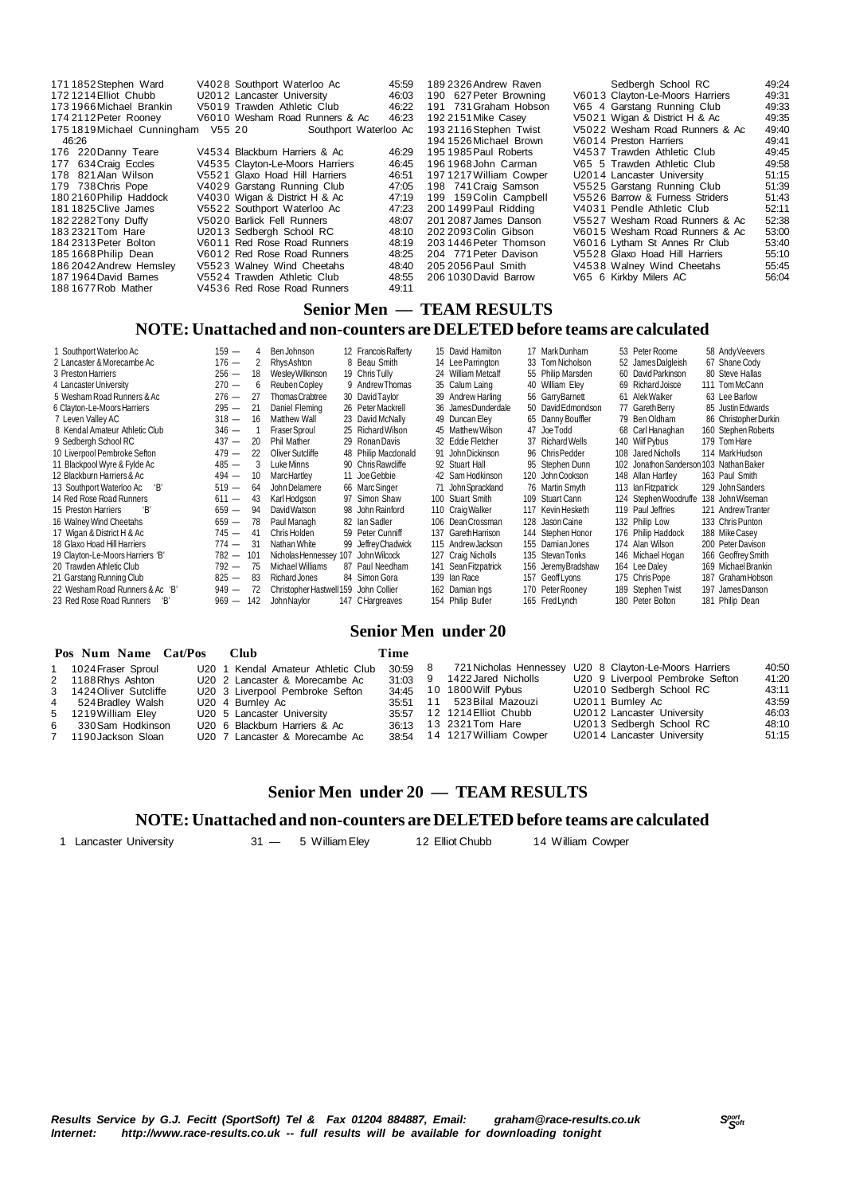| Pos | Num | Name | Cat/Pos | Club | Time |
|---|---|---|---|---|---|
| 171 | 1852 | Stephen Ward | V40 28 | Southport Waterloo Ac | 45:59 |
| 172 | 1214 | Elliot Chubb | U20 12 | Lancaster University | 46:03 |
| 173 | 1966 | Michael Brankin | V50 19 | Trawden Athletic Club | 46:22 |
| 174 | 2112 | Peter Rooney | V60 10 | Wesham Road Runners & Ac | 46:23 |
| 175 | 1819 | Michael Cunningham | V55 20 | Southport Waterloo Ac | 46:26 |
| 176 | 220 | Danny Teare | V45 34 | Blackburn Harriers & Ac | 46:29 |
| 177 | 634 | Craig Eccles | V45 35 | Clayton-Le-Moors Harriers | 46:45 |
| 178 | 821 | Alan Wilson | V55 21 | Glaxo Hoad Hill Harriers | 46:51 |
| 179 | 738 | Chris Pope | V40 29 | Garstang Running Club | 47:05 |
| 180 | 2160 | Philip Haddock | V40 30 | Wigan & District H & Ac | 47:19 |
| 181 | 1825 | Clive James | V55 22 | Southport Waterloo Ac | 47:23 |
| 182 | 2282 | Tony Duffy | V50 20 | Barlick Fell Runners | 48:07 |
| 183 | 2321 | Tom Hare | U20 13 | Sedbergh School RC | 48:10 |
| 184 | 2313 | Peter Bolton | V60 11 | Red Rose Road Runners | 48:19 |
| 185 | 1668 | Philip Dean | V60 12 | Red Rose Road Runners | 48:25 |
| 186 | 2042 | Andrew Hemsley | V55 23 | Walney Wind Cheetahs | 48:40 |
| 187 | 1964 | David Barnes | V55 24 | Trawden Athletic Club | 48:55 |
| 188 | 1677 | Rob Mather | V45 36 | Red Rose Road Runners | 49:11 |
| 189 | 2326 | Andrew Raven | | Sedbergh School RC | 49:24 |
| 190 | 627 | Peter Browning | V60 13 | Clayton-Le-Moors Harriers | 49:31 |
| 191 | 731 | Graham Hobson | V65 4 | Garstang Running Club | 49:33 |
| 192 | 2151 | Mike Casey | V50 21 | Wigan & District H & Ac | 49:35 |
| 193 | 2116 | Stephen Twist | V50 22 | Wesham Road Runners & Ac | 49:40 |
| 194 | 1526 | Michael Brown | V60 14 | Preston Harriers | 49:41 |
| 195 | 1985 | Paul Roberts | V45 37 | Trawden Athletic Club | 49:45 |
| 196 | 1968 | John Carman | V65 5 | Trawden Athletic Club | 49:58 |
| 197 | 1217 | William Cowper | U20 14 | Lancaster University | 51:15 |
| 198 | 741 | Craig Samson | V55 25 | Garstang Running Club | 51:39 |
| 199 | 159 | Colin Campbell | V55 26 | Barrow & Furness Striders | 51:43 |
| 200 | 1499 | Paul Ridding | V40 31 | Pendle Athletic Club | 52:11 |
| 201 | 2087 | James Danson | V55 27 | Wesham Road Runners & Ac | 52:38 |
| 202 | 2093 | Colin Gibson | V60 15 | Wesham Road Runners & Ac | 53:00 |
| 203 | 1446 | Peter Thomson | V60 16 | Lytham St Annes Rr Club | 53:40 |
| 204 | 771 | Peter Davison | V55 28 | Glaxo Hoad Hill Harriers | 55:10 |
| 205 | 2056 | Paul Smith | V45 38 | Walney Wind Cheetahs | 55:45 |
| 206 | 1030 | David Barrow | V65 6 | Kirkby Milers AC | 56:04 |

## Senior Men — TEAM RESULTS

### NOTE: Unattached and non-counters are DELETED before teams are calculated

| Pos | Team | Pts | | | | | | |
|---|---|---|---|---|---|---|---|---|
| 1 | Southport Waterloo Ac | 159 — | 4 Ben Johnson | 12 Francois Rafferty | 15 David Hamilton | 17 Mark Dunham | 53 Peter Roome | 58 Andy Veevers |
| 2 | Lancaster & Morecambe Ac | 176 — | 2 Rhys Ashton | 8 Beau Smith | 14 Lee Parrington | 33 Tom Nicholson | 52 James Dalgleish | 67 Shane Cody |
| 3 | Preston Harriers | 256 — | 18 Wesley Wilkinson | 19 Chris Tully | 24 William Metcalf | 55 Philip Marsden | 60 David Parkinson | 80 Steve Hallas |
| 4 | Lancaster University | 270 — | 6 Reuben Copley | 9 Andrew Thomas | 35 Calum Laing | 40 William Eley | 69 Richard Joisce | 111 Tom McCann |
| 5 | Wesham Road Runners & Ac | 276 — | 27 Thomas Crabtree | 30 David Taylor | 39 Andrew Harling | 56 Garry Barrett | 61 Alek Walker | 63 Lee Barlow |
| 6 | Clayton-Le-Moors Harriers | 295 — | 21 Daniel Fleming | 26 Peter Mackrell | 36 James Dunderdale | 50 David Edmondson | 77 Gareth Berry | 85 Justin Edwards |
| 7 | Leven Valley AC | 318 — | 16 Matthew Wall | 23 David McNally | 49 Duncan Eley | 65 Danny Bouffler | 79 Ben Oldham | 86 Christopher Durkin |
| 8 | Kendal Amateur Athletic Club | 346 — | 1 Fraser Sproul | 25 Richard Wilson | 45 Matthew Wilson | 47 Joe Todd | 68 Carl Hanaghan | 160 Stephen Roberts |
| 9 | Sedbergh School RC | 437 — | 20 Phil Mather | 29 Ronan Davis | 32 Eddie Fletcher | 37 Richard Wells | 140 Wilf Pybus | 179 Tom Hare |
| 10 | Liverpool Pembroke Sefton | 479 — | 22 Oliver Sutcliffe | 48 Philip Macdonald | 91 John Dickinson | 96 Chris Pedder | 108 Jared Nicholls | 114 Mark Hudson |
| 11 | Blackpool Wyre & Fylde Ac | 485 — | 3 Luke Minns | 90 Chris Rawcliffe | 92 Stuart Hall | 95 Stephen Dunn | 102 Jonathon Sanderson | 103 Nathan Baker |
| 12 | Blackburn Harriers & Ac | 494 — | 10 Marc Hartley | 11 Joe Gebbie | 42 Sam Hodkinson | 120 John Cookson | 148 Allan Hartley | 163 Paul Smith |
| 13 | Southport Waterloo Ac 'B' | 519 — | 64 John Delamere | 66 Marc Singer | 71 John Sprackland | 76 Martin Smyth | 113 Ian Fitzpatrick | 129 John Sanders |
| 14 | Red Rose Road Runners | 611 — | 43 Karl Hodgson | 97 Simon Shaw | 100 Stuart Smith | 109 Stuart Cann | 124 Stephen Woodruffe | 138 John Wiseman |
| 15 | Preston Harriers 'B' | 659 — | 94 David Watson | 98 John Rainford | 110 Craig Walker | 117 Kevin Hesketh | 119 Paul Jeffries | 121 Andrew Tranter |
| 16 | Walney Wind Cheetahs | 659 — | 78 Paul Managh | 82 Ian Sadler | 106 Dean Crossman | 128 Jason Caine | 132 Philip Low | 133 Chris Punton |
| 17 | Wigan & District H & Ac | 745 — | 41 Chris Holden | 59 Peter Cunniff | 137 Gareth Harrison | 144 Stephen Honor | 176 Philip Haddock | 188 Mike Casey |
| 18 | Glaxo Hoad Hill Harriers | 774 — | 31 Nathan White | 99 Jeffrey Chadwick | 115 Andrew Jackson | 155 Damian Jones | 174 Alan Wilson | 200 Peter Davison |
| 19 | Clayton-Le-Moors Harriers 'B' | 782 — | 101 Nicholas Hennessey | 107 John Wilcock | 127 Craig Nicholls | 135 Stevan Tonks | 146 Michael Hogan | 166 Geoffrey Smith |
| 20 | Trawden Athletic Club | 792 — | 75 Michael Williams | 87 Paul Needham | 141 Sean Fitzpatrick | 156 Jeremy Bradshaw | 164 Lee Daley | 169 Michael Brankin |
| 21 | Garstang Running Club | 825 — | 83 Richard Jones | 84 Simon Gora | 139 Ian Race | 157 Geoff Lyons | 175 Chris Pope | 187 Graham Hobson |
| 22 | Wesham Road Runners & Ac 'B' | 949 — | 72 Christopher Hastwell | 159 John Collier | 162 Damian Ings | 170 Peter Rooney | 189 Stephen Twist | 197 James Danson |
| 23 | Red Rose Road Runners 'B' | 969 — | 142 John Naylor | 147 C Hargreaves | 154 Philip Butler | 165 Fred Lynch | 180 Peter Bolton | 181 Philip Dean |

## Senior Men under 20

| Pos | Num | Name | Cat/Pos | Club | Time |
|---|---|---|---|---|---|
| 1 | 1024 | Fraser Sproul | U20 1 | Kendal Amateur Athletic Club | 30:59 |
| 2 | 1188 | Rhys Ashton | U20 2 | Lancaster & Morecambe Ac | 31:03 |
| 3 | 1424 | Oliver Sutcliffe | U20 3 | Liverpool Pembroke Sefton | 34:45 |
| 4 | 524 | Bradley Walsh | U20 4 | Burnley Ac | 35:51 |
| 5 | 1219 | William Eley | U20 5 | Lancaster University | 35:57 |
| 6 | 330 | Sam Hodkinson | U20 6 | Blackburn Harriers & Ac | 36:13 |
| 7 | 1190 | Jackson Sloan | U20 7 | Lancaster & Morecambe Ac | 38:54 |
| 8 | 721 | Nicholas Hennessey | U20 8 | Clayton-Le-Moors Harriers | 40:50 |
| 9 | 1422 | Jared Nicholls | U20 9 | Liverpool Pembroke Sefton | 41:20 |
| 10 | 1800 | Wilf Pybus | U20 10 | Sedbergh School RC | 43:11 |
| 11 | 523 | Bilal Mazouzi | U20 11 | Burnley Ac | 43:59 |
| 12 | 1214 | Elliot Chubb | U20 12 | Lancaster University | 46:03 |
| 13 | 2321 | Tom Hare | U20 13 | Sedbergh School RC | 48:10 |
| 14 | 1217 | William Cowper | U20 14 | Lancaster University | 51:15 |

## Senior Men under 20 — TEAM RESULTS

### NOTE: Unattached and non-counters are DELETED before teams are calculated

| Pos | Team | Pts | | | |
|---|---|---|---|---|---|
| 1 | Lancaster University | 31 — | 5 William Eley | 12 Elliot Chubb | 14 William Cowper |

***Results Service by G.J. Fecitt (SportSoft) Tel & Fax 01204 884887, Email: graham@race-results.co.uk***
***Internet: http://www.race-results.co.uk -- full results will be available for downloading tonight***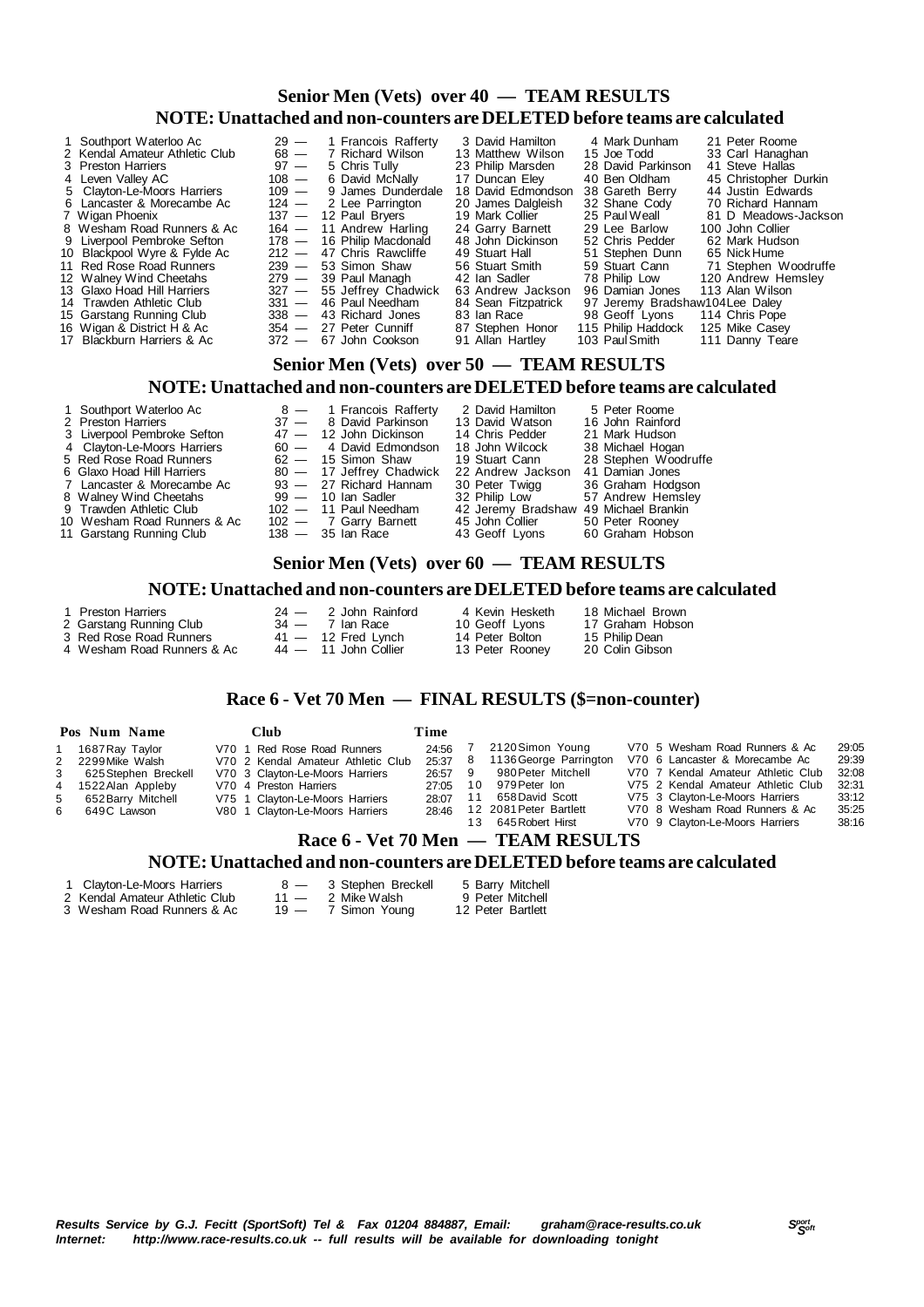## Senior Men (Vets) over 40 — TEAM RESULTS

### NOTE: Unattached and non-counters are DELETED before teams are calculated

| | | | | | | |
|---|---|---|---|---|---|---|
| 1 | Southport Waterloo Ac | 29 — | 1 Francois Rafferty | 3 David Hamilton | 4 Mark Dunham | 21 Peter Roome |
| 2 | Kendal Amateur Athletic Club | 68 — | 7 Richard Wilson | 13 Matthew Wilson | 15 Joe Todd | 33 Carl Hanaghan |
| 3 | Preston Harriers | 97 — | 5 Chris Tully | 23 Philip Marsden | 28 David Parkinson | 41 Steve Hallas |
| 4 | Leven Valley AC | 108 — | 6 David McNally | 17 Duncan Eley | 40 Ben Oldham | 45 Christopher Durkin |
| 5 | Clayton-Le-Moors Harriers | 109 — | 9 James Dunderdale | 18 David Edmondson | 38 Gareth Berry | 44 Justin Edwards |
| 6 | Lancaster & Morecambe Ac | 124 — | 2 Lee Parrington | 20 James Dalgleish | 32 Shane Cody | 70 Richard Hannam |
| 7 | Wigan Phoenix | 137 — | 12 Paul Bryers | 19 Mark Collier | 25 Paul Weall | 81 D Meadows-Jackson |
| 8 | Wesham Road Runners & Ac | 164 — | 11 Andrew Harling | 24 Garry Barnett | 29 Lee Barlow | 100 John Collier |
| 9 | Liverpool Pembroke Sefton | 178 — | 16 Philip Macdonald | 48 John Dickinson | 52 Chris Pedder | 62 Mark Hudson |
| 10 | Blackpool Wyre & Fylde Ac | 212 — | 47 Chris Rawcliffe | 49 Stuart Hall | 51 Stephen Dunn | 65 Nick Hume |
| 11 | Red Rose Road Runners | 239 — | 53 Simon Shaw | 56 Stuart Smith | 59 Stuart Cann | 71 Stephen Woodruffe |
| 12 | Walney Wind Cheetahs | 279 — | 39 Paul Managh | 42 Ian Sadler | 78 Philip Low | 120 Andrew Hemsley |
| 13 | Glaxo Hoad Hill Harriers | 327 — | 55 Jeffrey Chadwick | 63 Andrew Jackson | 96 Damian Jones | 113 Alan Wilson |
| 14 | Trawden Athletic Club | 331 — | 46 Paul Needham | 84 Sean Fitzpatrick | 97 Jeremy Bradshaw | 104 Lee Daley |
| 15 | Garstang Running Club | 338 — | 43 Richard Jones | 83 Ian Race | 98 Geoff Lyons | 114 Chris Pope |
| 16 | Wigan & District H & Ac | 354 — | 27 Peter Cunniff | 87 Stephen Honor | 115 Philip Haddock | 125 Mike Casey |
| 17 | Blackburn Harriers & Ac | 372 — | 67 John Cookson | 91 Allan Hartley | 103 Paul Smith | 111 Danny Teare |

## Senior Men (Vets) over 50 — TEAM RESULTS

### NOTE: Unattached and non-counters are DELETED before teams are calculated

| | | | | | |
|---|---|---|---|---|---|
| 1 | Southport Waterloo Ac | 8 — | 1 Francois Rafferty | 2 David Hamilton | 5 Peter Roome |
| 2 | Preston Harriers | 37 — | 8 David Parkinson | 13 David Watson | 16 John Rainford |
| 3 | Liverpool Pembroke Sefton | 47 — | 12 John Dickinson | 14 Chris Pedder | 21 Mark Hudson |
| 4 | Clayton-Le-Moors Harriers | 60 — | 4 David Edmondson | 18 John Wilcock | 38 Michael Hogan |
| 5 | Red Rose Road Runners | 62 — | 15 Simon Shaw | 19 Stuart Cann | 28 Stephen Woodruffe |
| 6 | Glaxo Hoad Hill Harriers | 80 — | 17 Jeffrey Chadwick | 22 Andrew Jackson | 41 Damian Jones |
| 7 | Lancaster & Morecambe Ac | 93 — | 27 Richard Hannam | 30 Peter Twigg | 36 Graham Hodgson |
| 8 | Walney Wind Cheetahs | 99 — | 10 Ian Sadler | 32 Philip Low | 57 Andrew Hemsley |
| 9 | Trawden Athletic Club | 102 — | 11 Paul Needham | 42 Jeremy Bradshaw | 49 Michael Brankin |
| 10 | Wesham Road Runners & Ac | 102 — | 7 Garry Barnett | 45 John Collier | 50 Peter Rooney |
| 11 | Garstang Running Club | 138 — | 35 Ian Race | 43 Geoff Lyons | 60 Graham Hobson |

## Senior Men (Vets) over 60 — TEAM RESULTS

### NOTE: Unattached and non-counters are DELETED before teams are calculated

| | | | | | |
|---|---|---|---|---|---|
| 1 | Preston Harriers | 24 — | 2 John Rainford | 4 Kevin Hesketh | 18 Michael Brown |
| 2 | Garstang Running Club | 34 — | 7 Ian Race | 10 Geoff Lyons | 17 Graham Hobson |
| 3 | Red Rose Road Runners | 41 — | 12 Fred Lynch | 14 Peter Bolton | 15 Philip Dean |
| 4 | Wesham Road Runners & Ac | 44 — | 11 John Collier | 13 Peter Rooney | 20 Colin Gibson |

## Race 6 - Vet 70 Men — FINAL RESULTS ($=non-counter)

| Pos | Num | Name | | Club | Time |
|---|---|---|---|---|---|
| 1 | 1687 | Ray Taylor | V70 1 | Red Rose Road Runners | 24:56 |
| 2 | 2299 | Mike Walsh | V70 2 | Kendal Amateur Athletic Club | 25:37 |
| 3 | 625 | Stephen Breckell | V70 3 | Clayton-Le-Moors Harriers | 26:57 |
| 4 | 1522 | Alan Appleby | V70 4 | Preston Harriers | 27:05 |
| 5 | 652 | Barry Mitchell | V75 1 | Clayton-Le-Moors Harriers | 28:07 |
| 6 | 649 | C Lawson | V80 1 | Clayton-Le-Moors Harriers | 28:46 |
| 7 | 2120 | Simon Young | V70 5 | Wesham Road Runners & Ac | 29:05 |
| 8 | 1136 | George Parrington | V70 6 | Lancaster & Morecambe Ac | 29:39 |
| 9 | 980 | Peter Mitchell | V70 7 | Kendal Amateur Athletic Club | 32:08 |
| 10 | 979 | Peter Ion | V75 2 | Kendal Amateur Athletic Club | 32:31 |
| 11 | 658 | David Scott | V75 3 | Clayton-Le-Moors Harriers | 33:12 |
| 12 | 2081 | Peter Bartlett | V70 8 | Wesham Road Runners & Ac | 35:25 |
| 13 | 645 | Robert Hirst | V70 9 | Clayton-Le-Moors Harriers | 38:16 |

## Race 6 - Vet 70 Men — TEAM RESULTS

### NOTE: Unattached and non-counters are DELETED before teams are calculated

| | | | | |
|---|---|---|---|---|
| 1 | Clayton-Le-Moors Harriers | 8 — | 3 Stephen Breckell | 5 Barry Mitchell |
| 2 | Kendal Amateur Athletic Club | 11 — | 2 Mike Walsh | 9 Peter Mitchell |
| 3 | Wesham Road Runners & Ac | 19 — | 7 Simon Young | 12 Peter Bartlett |

*Results Service by G.J. Fecitt (SportSoft) Tel & Fax 01204 884887, Email: graham@race-results.co.uk*
*Internet: http://www.race-results.co.uk -- full results will be available for downloading tonight*